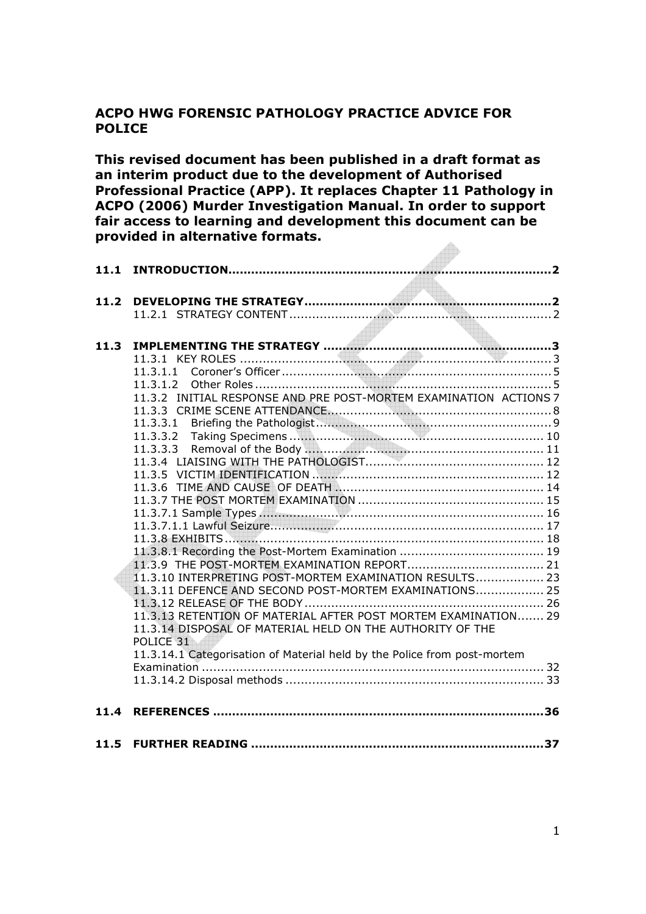# ACPO HWG FORENSIC PATHOLOGY PRACTICE ADVICE FOR POLICE

**This revised document has been published in a draft format as an interim product due to the development of Authorised Professional Practice (APP). It replaces Chapter 11 Pathology in ACPO (2006) Murder Investigation Manual. In order to support fair access to learning and development this document can be provided in alternative formats.**

**11.1 INTRODUCTION .......... 2**

**11.2 DEVELOPING THE STRATEGY .......... 2**
- 11.2.1 STRATEGY CONTENT .......... 2

**11.3 IMPLEMENTING THE STRATEGY .......... 3**
- 11.3.1 KEY ROLES .......... 3
- 11.3.1.1 Coroner's Officer .......... 5
- 11.3.1.2 Other Roles .......... 5
- 11.3.2 INITIAL RESPONSE AND PRE POST-MORTEM EXAMINATION ACTIONS 7
- 11.3.3 CRIME SCENE ATTENDANCE .......... 8
- 11.3.3.1 Briefing the Pathologist .......... 9
- 11.3.3.2 Taking Specimens .......... 10
- 11.3.3.3 Removal of the Body .......... 11
- 11.3.4 LIAISING WITH THE PATHOLOGIST .......... 12
- 11.3.5 VICTIM IDENTIFICATION .......... 12
- 11.3.6 TIME AND CAUSE OF DEATH .......... 14
- 11.3.7 THE POST MORTEM EXAMINATION .......... 15
- 11.3.7.1 Sample Types .......... 16
- 11.3.7.1.1 Lawful Seizure .......... 17
- 11.3.8 EXHIBITS .......... 18
- 11.3.8.1 Recording the Post-Mortem Examination .......... 19
- 11.3.9 THE POST-MORTEM EXAMINATION REPORT .......... 21
- 11.3.10 INTERPRETING POST-MORTEM EXAMINATION RESULTS .......... 23
- 11.3.11 DEFENCE AND SECOND POST-MORTEM EXAMINATIONS .......... 25
- 11.3.12 RELEASE OF THE BODY .......... 26
- 11.3.13 RETENTION OF MATERIAL AFTER POST MORTEM EXAMINATION .......... 29
- 11.3.14 DISPOSAL OF MATERIAL HELD ON THE AUTHORITY OF THE POLICE 31
- 11.3.14.1 Categorisation of Material held by the Police from post-mortem Examination .......... 32
- 11.3.14.2 Disposal methods .......... 33

**11.4 REFERENCES .......... 36**

**11.5 FURTHER READING .......... 37**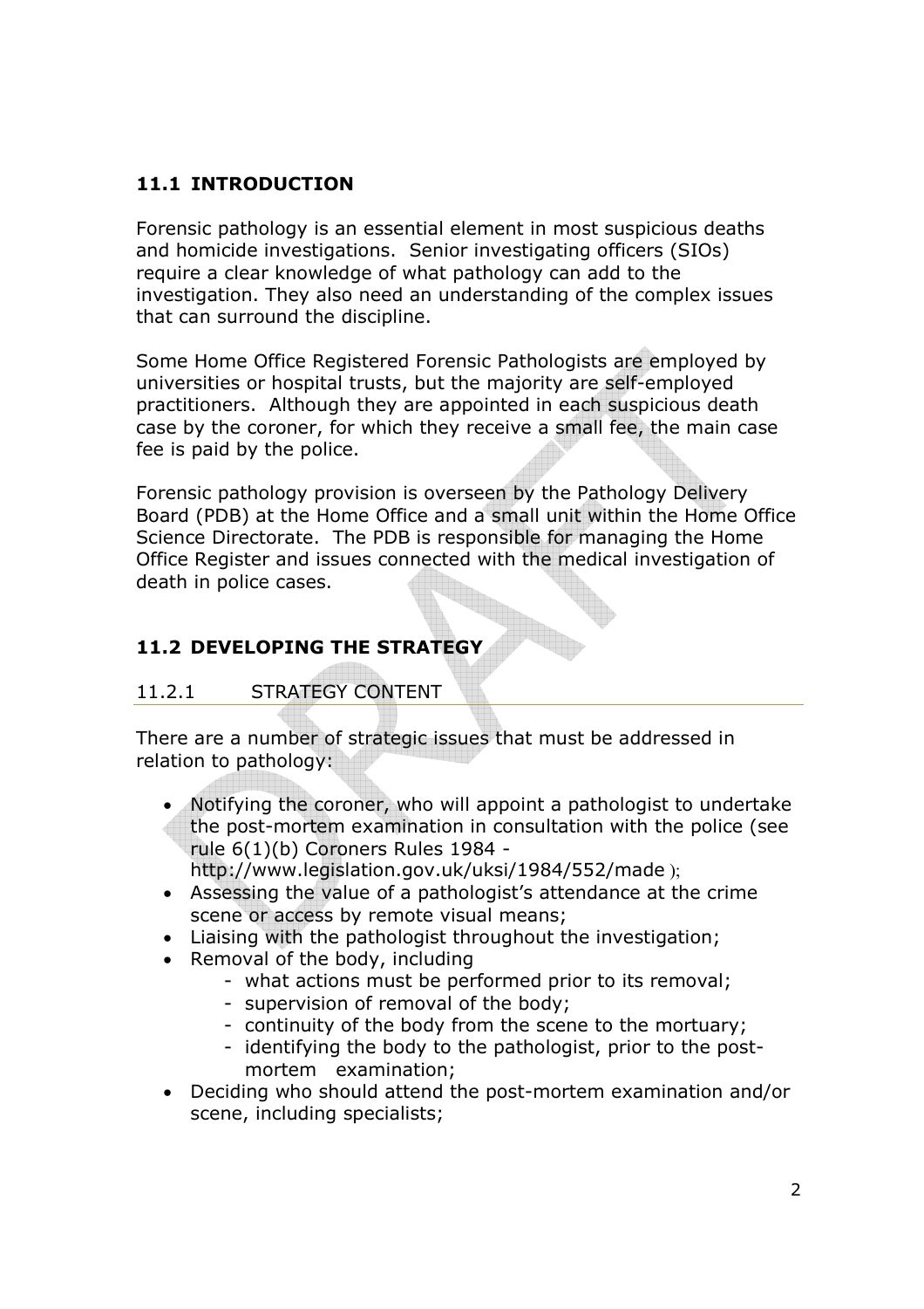## 11.1 INTRODUCTION

Forensic pathology is an essential element in most suspicious deaths and homicide investigations. Senior investigating officers (SIOs) require a clear knowledge of what pathology can add to the investigation. They also need an understanding of the complex issues that can surround the discipline.

Some Home Office Registered Forensic Pathologists are employed by universities or hospital trusts, but the majority are self-employed practitioners. Although they are appointed in each suspicious death case by the coroner, for which they receive a small fee, the main case fee is paid by the police.

Forensic pathology provision is overseen by the Pathology Delivery Board (PDB) at the Home Office and a small unit within the Home Office Science Directorate. The PDB is responsible for managing the Home Office Register and issues connected with the medical investigation of death in police cases.

## 11.2 DEVELOPING THE STRATEGY

### 11.2.1 STRATEGY CONTENT

There are a number of strategic issues that must be addressed in relation to pathology:

- Notifying the coroner, who will appoint a pathologist to undertake the post-mortem examination in consultation with the police (see rule 6(1)(b) Coroners Rules 1984 - http://www.legislation.gov.uk/uksi/1984/552/made );
- Assessing the value of a pathologist's attendance at the crime scene or access by remote visual means;
- Liaising with the pathologist throughout the investigation;
- Removal of the body, including
  - what actions must be performed prior to its removal;
  - supervision of removal of the body;
  - continuity of the body from the scene to the mortuary;
  - identifying the body to the pathologist, prior to the post-mortem examination;
- Deciding who should attend the post-mortem examination and/or scene, including specialists;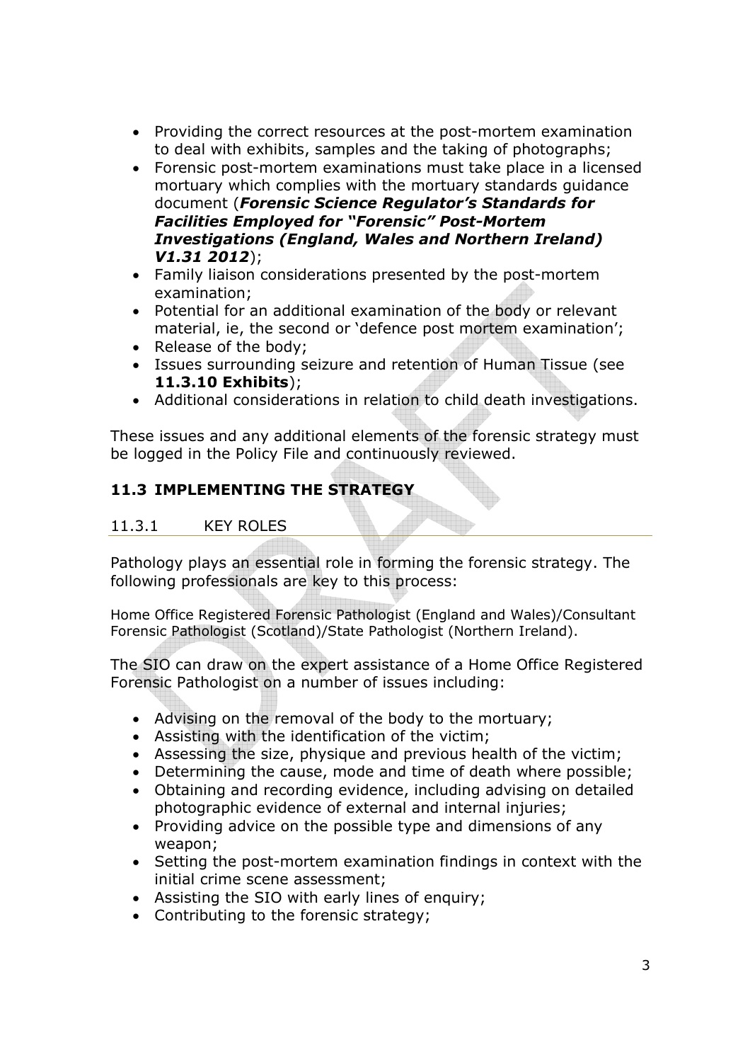- Providing the correct resources at the post-mortem examination to deal with exhibits, samples and the taking of photographs;
- Forensic post-mortem examinations must take place in a licensed mortuary which complies with the mortuary standards guidance document (***Forensic Science Regulator's Standards for Facilities Employed for "Forensic" Post-Mortem Investigations (England, Wales and Northern Ireland) V1.31 2012***);
- Family liaison considerations presented by the post-mortem examination;
- Potential for an additional examination of the body or relevant material, ie, the second or 'defence post mortem examination';
- Release of the body;
- Issues surrounding seizure and retention of Human Tissue (see **11.3.10 Exhibits**);
- Additional considerations in relation to child death investigations.

These issues and any additional elements of the forensic strategy must be logged in the Policy File and continuously reviewed.

## 11.3 IMPLEMENTING THE STRATEGY

### 11.3.1 KEY ROLES

Pathology plays an essential role in forming the forensic strategy. The following professionals are key to this process:

Home Office Registered Forensic Pathologist (England and Wales)/Consultant Forensic Pathologist (Scotland)/State Pathologist (Northern Ireland).

The SIO can draw on the expert assistance of a Home Office Registered Forensic Pathologist on a number of issues including:

- Advising on the removal of the body to the mortuary;
- Assisting with the identification of the victim;
- Assessing the size, physique and previous health of the victim;
- Determining the cause, mode and time of death where possible;
- Obtaining and recording evidence, including advising on detailed photographic evidence of external and internal injuries;
- Providing advice on the possible type and dimensions of any weapon;
- Setting the post-mortem examination findings in context with the initial crime scene assessment;
- Assisting the SIO with early lines of enquiry;
- Contributing to the forensic strategy;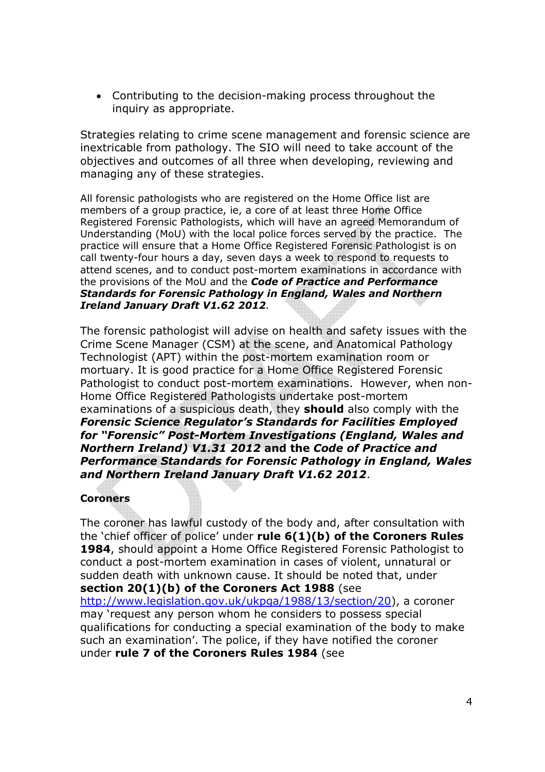- Contributing to the decision-making process throughout the inquiry as appropriate.

Strategies relating to crime scene management and forensic science are inextricable from pathology. The SIO will need to take account of the objectives and outcomes of all three when developing, reviewing and managing any of these strategies.

All forensic pathologists who are registered on the Home Office list are members of a group practice, ie, a core of at least three Home Office Registered Forensic Pathologists, which will have an agreed Memorandum of Understanding (MoU) with the local police forces served by the practice. The practice will ensure that a Home Office Registered Forensic Pathologist is on call twenty-four hours a day, seven days a week to respond to requests to attend scenes, and to conduct post-mortem examinations in accordance with the provisions of the MoU and the ***Code of Practice and Performance Standards for Forensic Pathology in England, Wales and Northern Ireland January Draft V1.62 2012***.

The forensic pathologist will advise on health and safety issues with the Crime Scene Manager (CSM) at the scene, and Anatomical Pathology Technologist (APT) within the post-mortem examination room or mortuary. It is good practice for a Home Office Registered Forensic Pathologist to conduct post-mortem examinations. However, when non-Home Office Registered Pathologists undertake post-mortem examinations of a suspicious death, they **should** also comply with the ***Forensic Science Regulator's Standards for Facilities Employed for "Forensic" Post-Mortem Investigations (England, Wales and Northern Ireland) V1.31 2012* and the *Code of Practice and Performance Standards for Forensic Pathology in England, Wales and Northern Ireland January Draft V1.62 2012***.

**Coroners**

The coroner has lawful custody of the body and, after consultation with the 'chief officer of police' under **rule 6(1)(b) of the Coroners Rules 1984**, should appoint a Home Office Registered Forensic Pathologist to conduct a post-mortem examination in cases of violent, unnatural or sudden death with unknown cause. It should be noted that, under **section 20(1)(b) of the Coroners Act 1988** (see http://www.legislation.gov.uk/ukpga/1988/13/section/20), a coroner may 'request any person whom he considers to possess special qualifications for conducting a special examination of the body to make such an examination'. The police, if they have notified the coroner under **rule 7 of the Coroners Rules 1984** (see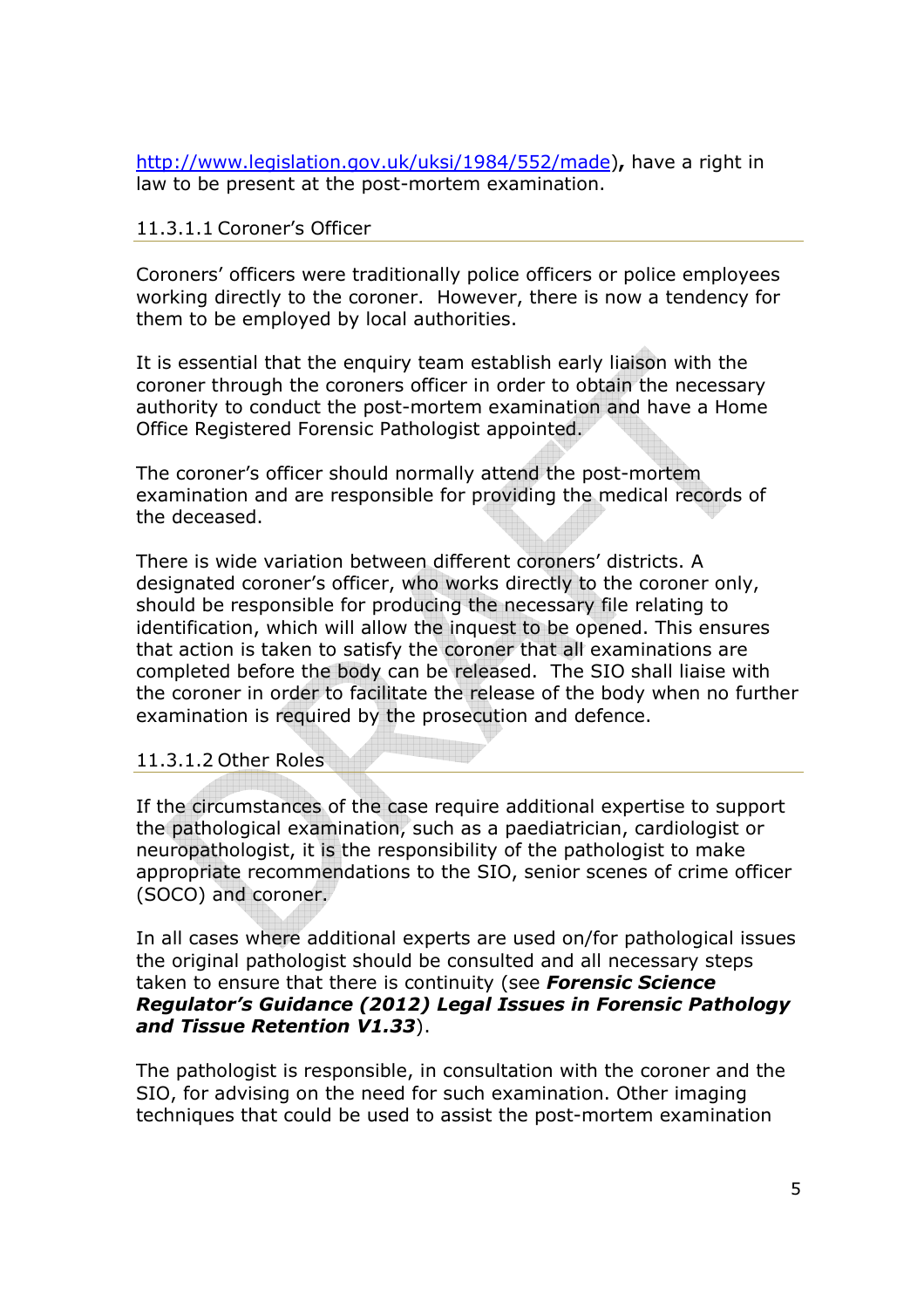http://www.legislation.gov.uk/uksi/1984/552/made)**,** have a right in law to be present at the post-mortem examination.

#### 11.3.1.1 Coroner's Officer

Coroners' officers were traditionally police officers or police employees working directly to the coroner. However, there is now a tendency for them to be employed by local authorities.

It is essential that the enquiry team establish early liaison with the coroner through the coroners officer in order to obtain the necessary authority to conduct the post-mortem examination and have a Home Office Registered Forensic Pathologist appointed.

The coroner's officer should normally attend the post-mortem examination and are responsible for providing the medical records of the deceased.

There is wide variation between different coroners' districts. A designated coroner's officer, who works directly to the coroner only, should be responsible for producing the necessary file relating to identification, which will allow the inquest to be opened. This ensures that action is taken to satisfy the coroner that all examinations are completed before the body can be released. The SIO shall liaise with the coroner in order to facilitate the release of the body when no further examination is required by the prosecution and defence.

#### 11.3.1.2 Other Roles

If the circumstances of the case require additional expertise to support the pathological examination, such as a paediatrician, cardiologist or neuropathologist, it is the responsibility of the pathologist to make appropriate recommendations to the SIO, senior scenes of crime officer (SOCO) and coroner.

In all cases where additional experts are used on/for pathological issues the original pathologist should be consulted and all necessary steps taken to ensure that there is continuity (see ***Forensic Science Regulator's Guidance (2012) Legal Issues in Forensic Pathology and Tissue Retention V1.33***).

The pathologist is responsible, in consultation with the coroner and the SIO, for advising on the need for such examination. Other imaging techniques that could be used to assist the post-mortem examination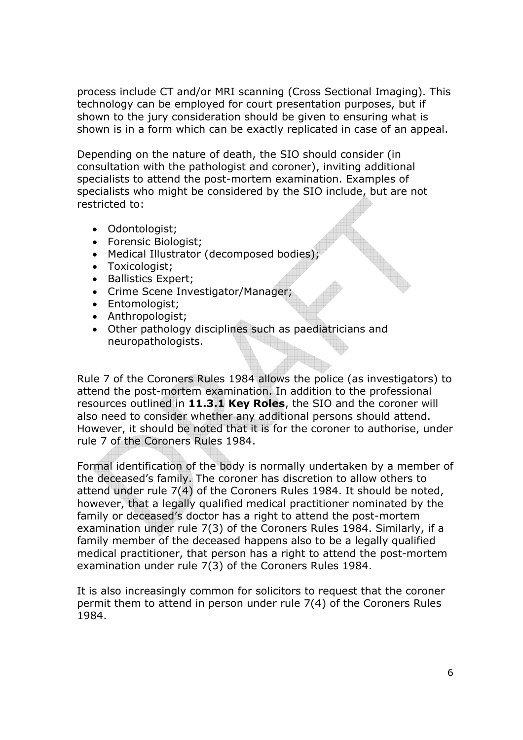process include CT and/or MRI scanning (Cross Sectional Imaging). This technology can be employed for court presentation purposes, but if shown to the jury consideration should be given to ensuring what is shown is in a form which can be exactly replicated in case of an appeal.

Depending on the nature of death, the SIO should consider (in consultation with the pathologist and coroner), inviting additional specialists to attend the post-mortem examination. Examples of specialists who might be considered by the SIO include, but are not restricted to:

- Odontologist;
- Forensic Biologist;
- Medical Illustrator (decomposed bodies);
- Toxicologist;
- Ballistics Expert;
- Crime Scene Investigator/Manager;
- Entomologist;
- Anthropologist;
- Other pathology disciplines such as paediatricians and neuropathologists.

Rule 7 of the Coroners Rules 1984 allows the police (as investigators) to attend the post-mortem examination. In addition to the professional resources outlined in **11.3.1 Key Roles**, the SIO and the coroner will also need to consider whether any additional persons should attend. However, it should be noted that it is for the coroner to authorise, under rule 7 of the Coroners Rules 1984.

Formal identification of the body is normally undertaken by a member of the deceased's family. The coroner has discretion to allow others to attend under rule 7(4) of the Coroners Rules 1984. It should be noted, however, that a legally qualified medical practitioner nominated by the family or deceased's doctor has a right to attend the post-mortem examination under rule 7(3) of the Coroners Rules 1984. Similarly, if a family member of the deceased happens also to be a legally qualified medical practitioner, that person has a right to attend the post-mortem examination under rule 7(3) of the Coroners Rules 1984.

It is also increasingly common for solicitors to request that the coroner permit them to attend in person under rule 7(4) of the Coroners Rules 1984.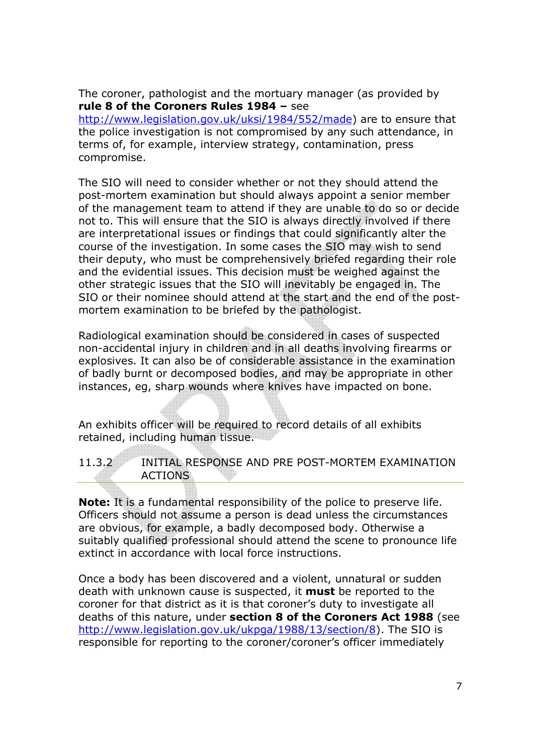The coroner, pathologist and the mortuary manager (as provided by **rule 8 of the Coroners Rules 1984 –** see [http://www.legislation.gov.uk/uksi/1984/552/made](http://www.legislation.gov.uk/uksi/1984/552/made)) are to ensure that the police investigation is not compromised by any such attendance, in terms of, for example, interview strategy, contamination, press compromise.

The SIO will need to consider whether or not they should attend the post-mortem examination but should always appoint a senior member of the management team to attend if they are unable to do so or decide not to. This will ensure that the SIO is always directly involved if there are interpretational issues or findings that could significantly alter the course of the investigation. In some cases the SIO may wish to send their deputy, who must be comprehensively briefed regarding their role and the evidential issues. This decision must be weighed against the other strategic issues that the SIO will inevitably be engaged in. The SIO or their nominee should attend at the start and the end of the post-mortem examination to be briefed by the pathologist.

Radiological examination should be considered in cases of suspected non-accidental injury in children and in all deaths involving firearms or explosives. It can also be of considerable assistance in the examination of badly burnt or decomposed bodies, and may be appropriate in other instances, eg, sharp wounds where knives have impacted on bone.

An exhibits officer will be required to record details of all exhibits retained, including human tissue.

### 11.3.2 INITIAL RESPONSE AND PRE POST-MORTEM EXAMINATION ACTIONS

**Note:** It is a fundamental responsibility of the police to preserve life. Officers should not assume a person is dead unless the circumstances are obvious, for example, a badly decomposed body. Otherwise a suitably qualified professional should attend the scene to pronounce life extinct in accordance with local force instructions.

Once a body has been discovered and a violent, unnatural or sudden death with unknown cause is suspected, it **must** be reported to the coroner for that district as it is that coroner's duty to investigate all deaths of this nature, under **section 8 of the Coroners Act 1988** (see [http://www.legislation.gov.uk/ukpga/1988/13/section/8](http://www.legislation.gov.uk/ukpga/1988/13/section/8)). The SIO is responsible for reporting to the coroner/coroner's officer immediately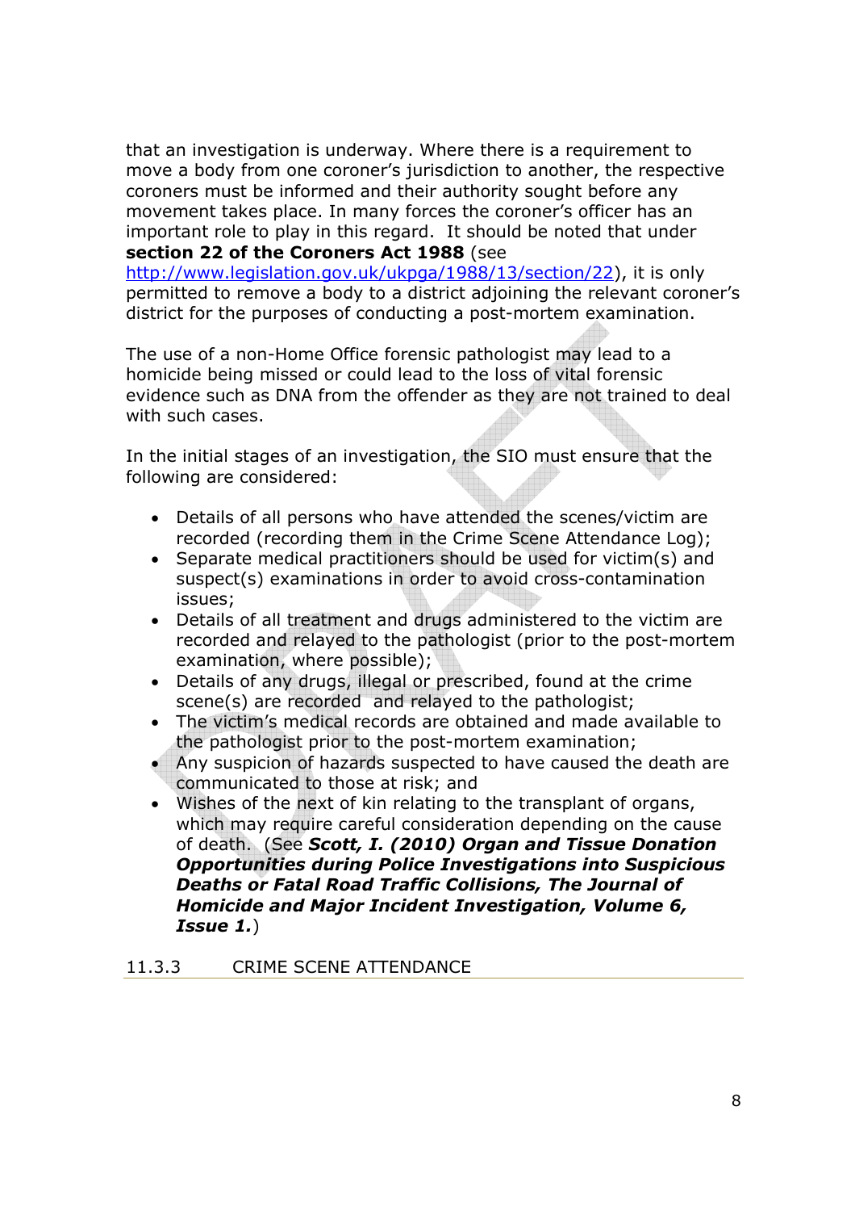that an investigation is underway. Where there is a requirement to move a body from one coroner's jurisdiction to another, the respective coroners must be informed and their authority sought before any movement takes place. In many forces the coroner's officer has an important role to play in this regard. It should be noted that under **section 22 of the Coroners Act 1988** (see http://www.legislation.gov.uk/ukpga/1988/13/section/22), it is only permitted to remove a body to a district adjoining the relevant coroner's district for the purposes of conducting a post-mortem examination.

The use of a non-Home Office forensic pathologist may lead to a homicide being missed or could lead to the loss of vital forensic evidence such as DNA from the offender as they are not trained to deal with such cases.

In the initial stages of an investigation, the SIO must ensure that the following are considered:

- Details of all persons who have attended the scenes/victim are recorded (recording them in the Crime Scene Attendance Log);
- Separate medical practitioners should be used for victim(s) and suspect(s) examinations in order to avoid cross-contamination issues;
- Details of all treatment and drugs administered to the victim are recorded and relayed to the pathologist (prior to the post-mortem examination, where possible);
- Details of any drugs, illegal or prescribed, found at the crime scene(s) are recorded and relayed to the pathologist;
- The victim's medical records are obtained and made available to the pathologist prior to the post-mortem examination;
- Any suspicion of hazards suspected to have caused the death are communicated to those at risk; and
- Wishes of the next of kin relating to the transplant of organs, which may require careful consideration depending on the cause of death. (See ***Scott, I. (2010) Organ and Tissue Donation Opportunities during Police Investigations into Suspicious Deaths or Fatal Road Traffic Collisions, The Journal of Homicide and Major Incident Investigation, Volume 6, Issue 1.***)

### 11.3.3 CRIME SCENE ATTENDANCE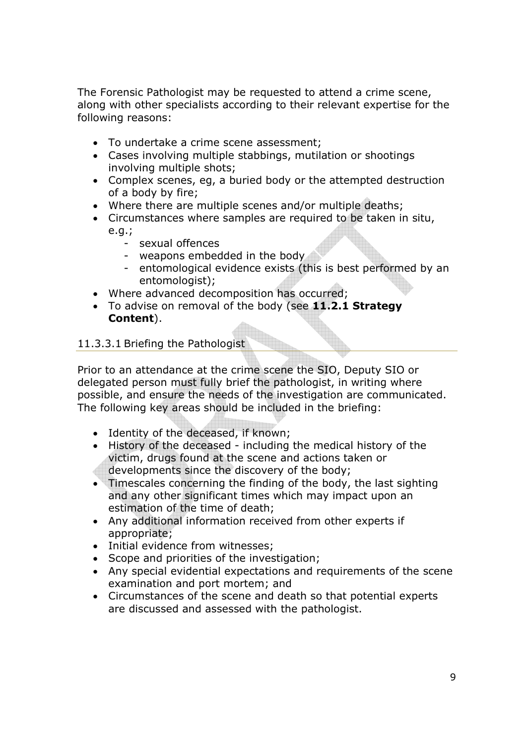The Forensic Pathologist may be requested to attend a crime scene, along with other specialists according to their relevant expertise for the following reasons:

- To undertake a crime scene assessment;
- Cases involving multiple stabbings, mutilation or shootings involving multiple shots;
- Complex scenes, eg, a buried body or the attempted destruction of a body by fire;
- Where there are multiple scenes and/or multiple deaths;
- Circumstances where samples are required to be taken in situ, e.g.;
  - sexual offences
  - weapons embedded in the body
  - entomological evidence exists (this is best performed by an entomologist);
- Where advanced decomposition has occurred;
- To advise on removal of the body (see **11.2.1 Strategy Content**).

#### 11.3.3.1 Briefing the Pathologist

Prior to an attendance at the crime scene the SIO, Deputy SIO or delegated person must fully brief the pathologist, in writing where possible, and ensure the needs of the investigation are communicated. The following key areas should be included in the briefing:

- Identity of the deceased, if known;
- History of the deceased - including the medical history of the victim, drugs found at the scene and actions taken or developments since the discovery of the body;
- Timescales concerning the finding of the body, the last sighting and any other significant times which may impact upon an estimation of the time of death;
- Any additional information received from other experts if appropriate;
- Initial evidence from witnesses;
- Scope and priorities of the investigation;
- Any special evidential expectations and requirements of the scene examination and port mortem; and
- Circumstances of the scene and death so that potential experts are discussed and assessed with the pathologist.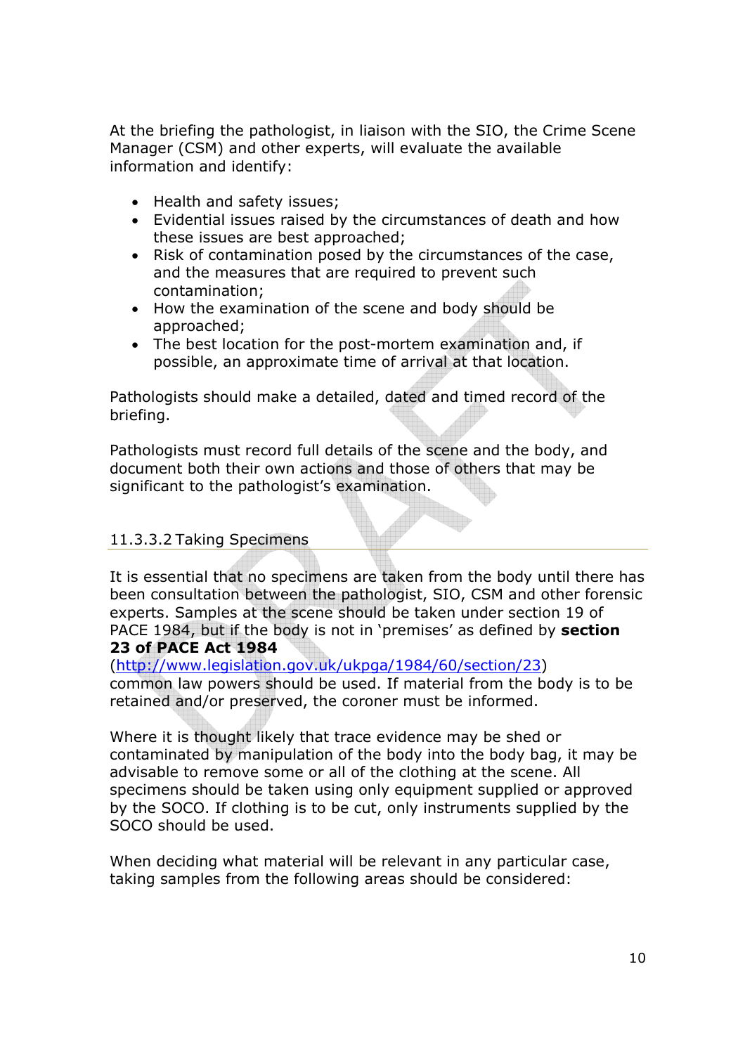At the briefing the pathologist, in liaison with the SIO, the Crime Scene Manager (CSM) and other experts, will evaluate the available information and identify:

- Health and safety issues;
- Evidential issues raised by the circumstances of death and how these issues are best approached;
- Risk of contamination posed by the circumstances of the case, and the measures that are required to prevent such contamination;
- How the examination of the scene and body should be approached;
- The best location for the post-mortem examination and, if possible, an approximate time of arrival at that location.

Pathologists should make a detailed, dated and timed record of the briefing.

Pathologists must record full details of the scene and the body, and document both their own actions and those of others that may be significant to the pathologist's examination.

### 11.3.3.2 Taking Specimens

It is essential that no specimens are taken from the body until there has been consultation between the pathologist, SIO, CSM and other forensic experts. Samples at the scene should be taken under section 19 of PACE 1984, but if the body is not in 'premises' as defined by **section 23 of PACE Act 1984** (http://www.legislation.gov.uk/ukpga/1984/60/section/23) common law powers should be used. If material from the body is to be retained and/or preserved, the coroner must be informed.

Where it is thought likely that trace evidence may be shed or contaminated by manipulation of the body into the body bag, it may be advisable to remove some or all of the clothing at the scene. All specimens should be taken using only equipment supplied or approved by the SOCO. If clothing is to be cut, only instruments supplied by the SOCO should be used.

When deciding what material will be relevant in any particular case, taking samples from the following areas should be considered: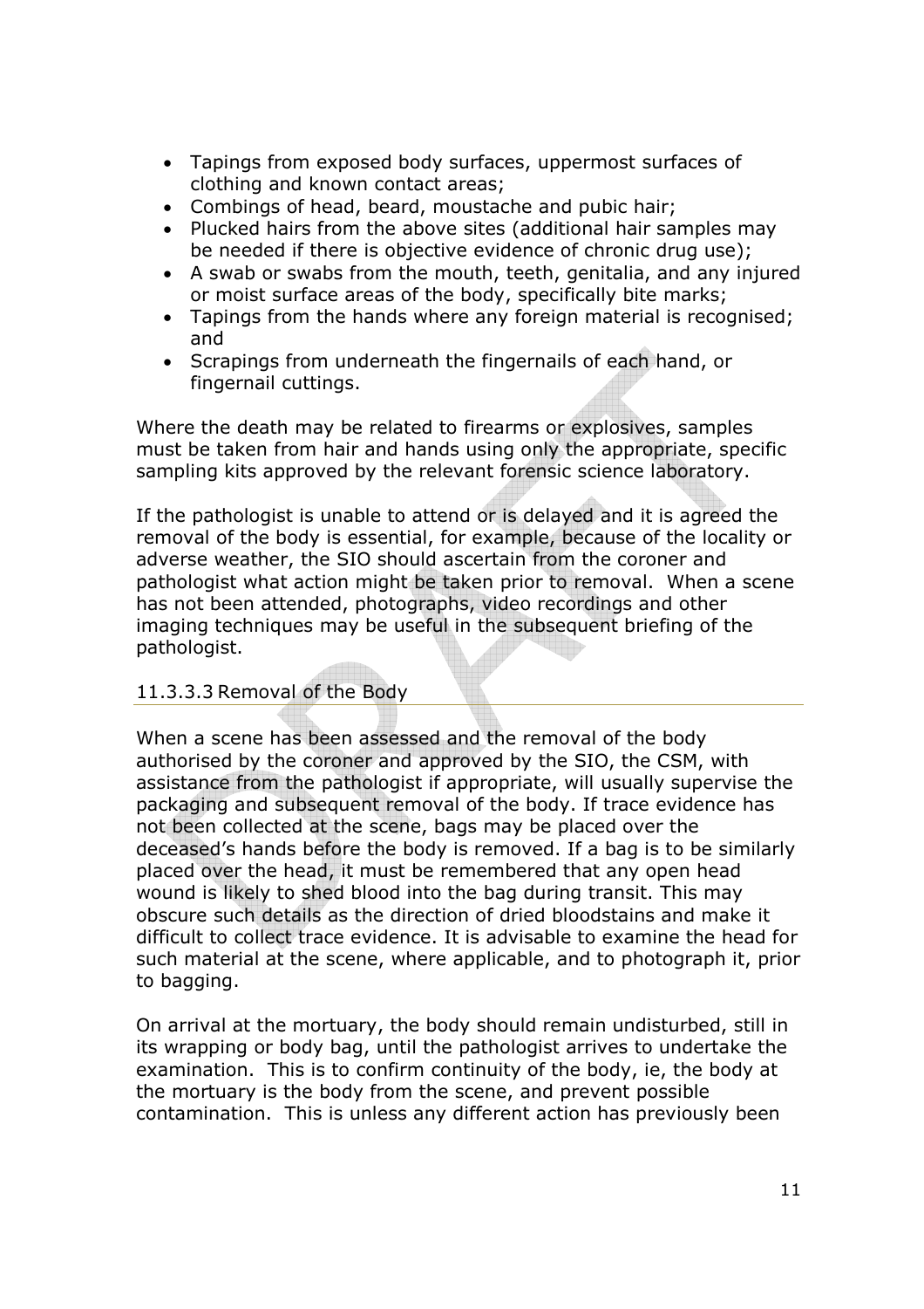- Tapings from exposed body surfaces, uppermost surfaces of clothing and known contact areas;
- Combings of head, beard, moustache and pubic hair;
- Plucked hairs from the above sites (additional hair samples may be needed if there is objective evidence of chronic drug use);
- A swab or swabs from the mouth, teeth, genitalia, and any injured or moist surface areas of the body, specifically bite marks;
- Tapings from the hands where any foreign material is recognised; and
- Scrapings from underneath the fingernails of each hand, or fingernail cuttings.

Where the death may be related to firearms or explosives, samples must be taken from hair and hands using only the appropriate, specific sampling kits approved by the relevant forensic science laboratory.

If the pathologist is unable to attend or is delayed and it is agreed the removal of the body is essential, for example, because of the locality or adverse weather, the SIO should ascertain from the coroner and pathologist what action might be taken prior to removal. When a scene has not been attended, photographs, video recordings and other imaging techniques may be useful in the subsequent briefing of the pathologist.

#### 11.3.3.3 Removal of the Body

When a scene has been assessed and the removal of the body authorised by the coroner and approved by the SIO, the CSM, with assistance from the pathologist if appropriate, will usually supervise the packaging and subsequent removal of the body. If trace evidence has not been collected at the scene, bags may be placed over the deceased's hands before the body is removed. If a bag is to be similarly placed over the head, it must be remembered that any open head wound is likely to shed blood into the bag during transit. This may obscure such details as the direction of dried bloodstains and make it difficult to collect trace evidence. It is advisable to examine the head for such material at the scene, where applicable, and to photograph it, prior to bagging.

On arrival at the mortuary, the body should remain undisturbed, still in its wrapping or body bag, until the pathologist arrives to undertake the examination. This is to confirm continuity of the body, ie, the body at the mortuary is the body from the scene, and prevent possible contamination. This is unless any different action has previously been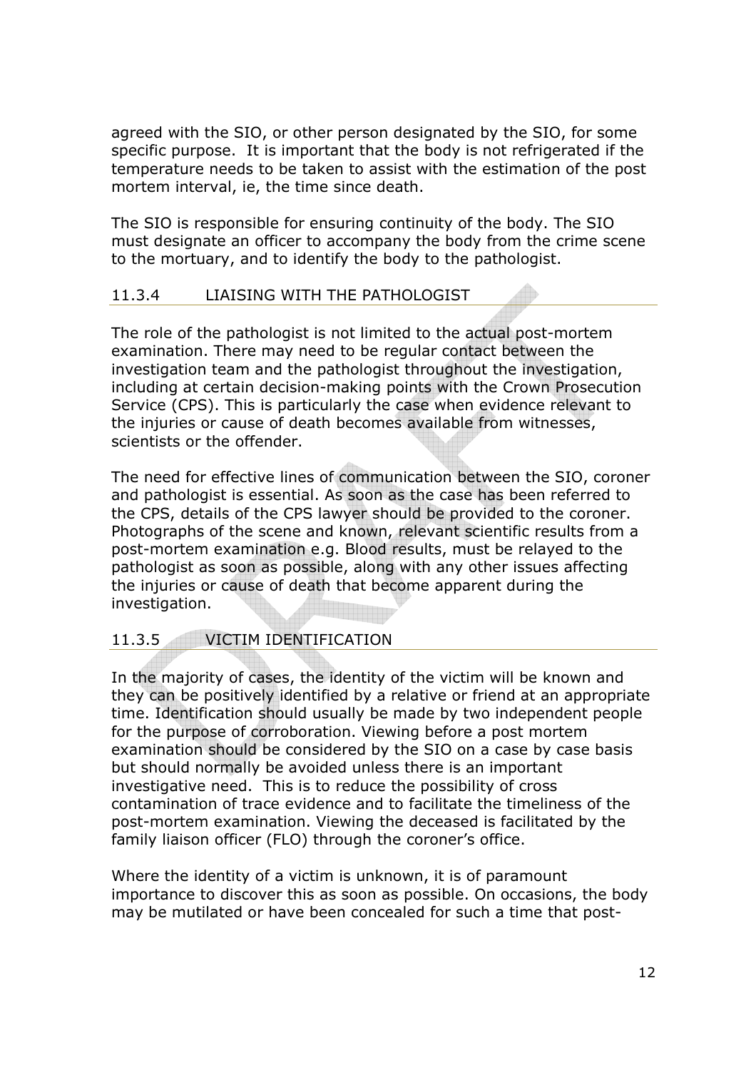agreed with the SIO, or other person designated by the SIO, for some specific purpose. It is important that the body is not refrigerated if the temperature needs to be taken to assist with the estimation of the post mortem interval, ie, the time since death.

The SIO is responsible for ensuring continuity of the body. The SIO must designate an officer to accompany the body from the crime scene to the mortuary, and to identify the body to the pathologist.

### 11.3.4 LIAISING WITH THE PATHOLOGIST

The role of the pathologist is not limited to the actual post-mortem examination. There may need to be regular contact between the investigation team and the pathologist throughout the investigation, including at certain decision-making points with the Crown Prosecution Service (CPS). This is particularly the case when evidence relevant to the injuries or cause of death becomes available from witnesses, scientists or the offender.

The need for effective lines of communication between the SIO, coroner and pathologist is essential. As soon as the case has been referred to the CPS, details of the CPS lawyer should be provided to the coroner. Photographs of the scene and known, relevant scientific results from a post-mortem examination e.g. Blood results, must be relayed to the pathologist as soon as possible, along with any other issues affecting the injuries or cause of death that become apparent during the investigation.

### 11.3.5 VICTIM IDENTIFICATION

In the majority of cases, the identity of the victim will be known and they can be positively identified by a relative or friend at an appropriate time. Identification should usually be made by two independent people for the purpose of corroboration. Viewing before a post mortem examination should be considered by the SIO on a case by case basis but should normally be avoided unless there is an important investigative need. This is to reduce the possibility of cross contamination of trace evidence and to facilitate the timeliness of the post-mortem examination. Viewing the deceased is facilitated by the family liaison officer (FLO) through the coroner's office.

Where the identity of a victim is unknown, it is of paramount importance to discover this as soon as possible. On occasions, the body may be mutilated or have been concealed for such a time that post-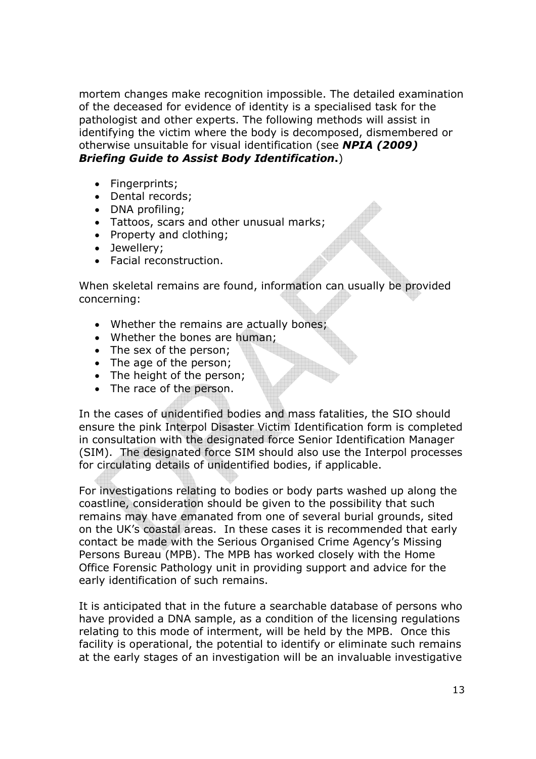mortem changes make recognition impossible. The detailed examination of the deceased for evidence of identity is a specialised task for the pathologist and other experts. The following methods will assist in identifying the victim where the body is decomposed, dismembered or otherwise unsuitable for visual identification (see ***NPIA (2009) Briefing Guide to Assist Body Identification*.**)

- Fingerprints;
- Dental records;
- DNA profiling;
- Tattoos, scars and other unusual marks;
- Property and clothing;
- Jewellery;
- Facial reconstruction.

When skeletal remains are found, information can usually be provided concerning:

- Whether the remains are actually bones;
- Whether the bones are human;
- The sex of the person;
- The age of the person;
- The height of the person;
- The race of the person.

In the cases of unidentified bodies and mass fatalities, the SIO should ensure the pink Interpol Disaster Victim Identification form is completed in consultation with the designated force Senior Identification Manager (SIM). The designated force SIM should also use the Interpol processes for circulating details of unidentified bodies, if applicable.

For investigations relating to bodies or body parts washed up along the coastline, consideration should be given to the possibility that such remains may have emanated from one of several burial grounds, sited on the UK's coastal areas. In these cases it is recommended that early contact be made with the Serious Organised Crime Agency's Missing Persons Bureau (MPB). The MPB has worked closely with the Home Office Forensic Pathology unit in providing support and advice for the early identification of such remains.

It is anticipated that in the future a searchable database of persons who have provided a DNA sample, as a condition of the licensing regulations relating to this mode of interment, will be held by the MPB. Once this facility is operational, the potential to identify or eliminate such remains at the early stages of an investigation will be an invaluable investigative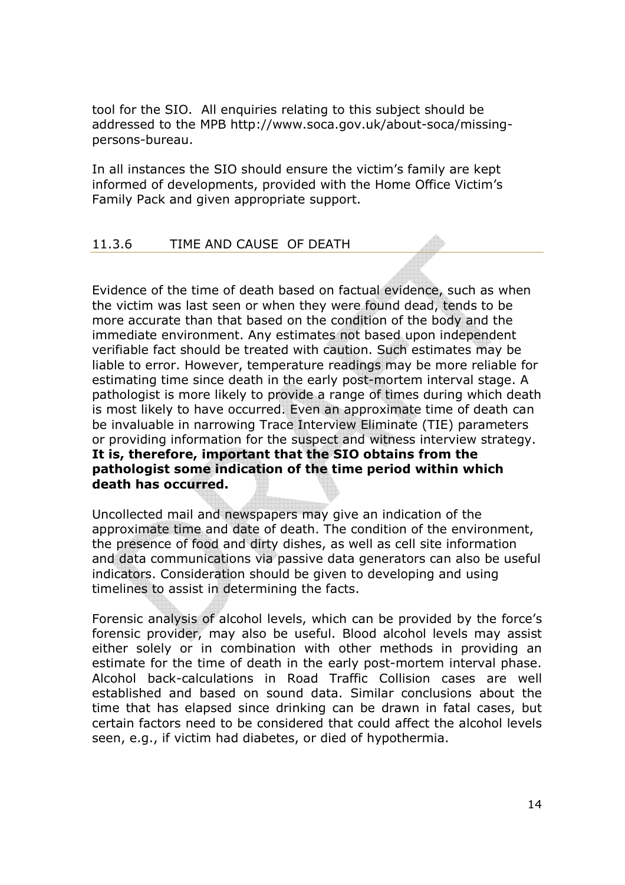tool for the SIO. All enquiries relating to this subject should be addressed to the MPB http://www.soca.gov.uk/about-soca/missing-persons-bureau.

In all instances the SIO should ensure the victim's family are kept informed of developments, provided with the Home Office Victim's Family Pack and given appropriate support.

## 11.3.6 TIME AND CAUSE OF DEATH

Evidence of the time of death based on factual evidence, such as when the victim was last seen or when they were found dead, tends to be more accurate than that based on the condition of the body and the immediate environment. Any estimates not based upon independent verifiable fact should be treated with caution. Such estimates may be liable to error. However, temperature readings may be more reliable for estimating time since death in the early post-mortem interval stage. A pathologist is more likely to provide a range of times during which death is most likely to have occurred. Even an approximate time of death can be invaluable in narrowing Trace Interview Eliminate (TIE) parameters or providing information for the suspect and witness interview strategy. **It is, therefore, important that the SIO obtains from the pathologist some indication of the time period within which death has occurred.**

Uncollected mail and newspapers may give an indication of the approximate time and date of death. The condition of the environment, the presence of food and dirty dishes, as well as cell site information and data communications via passive data generators can also be useful indicators. Consideration should be given to developing and using timelines to assist in determining the facts.

Forensic analysis of alcohol levels, which can be provided by the force's forensic provider, may also be useful. Blood alcohol levels may assist either solely or in combination with other methods in providing an estimate for the time of death in the early post-mortem interval phase. Alcohol back-calculations in Road Traffic Collision cases are well established and based on sound data. Similar conclusions about the time that has elapsed since drinking can be drawn in fatal cases, but certain factors need to be considered that could affect the alcohol levels seen, e.g., if victim had diabetes, or died of hypothermia.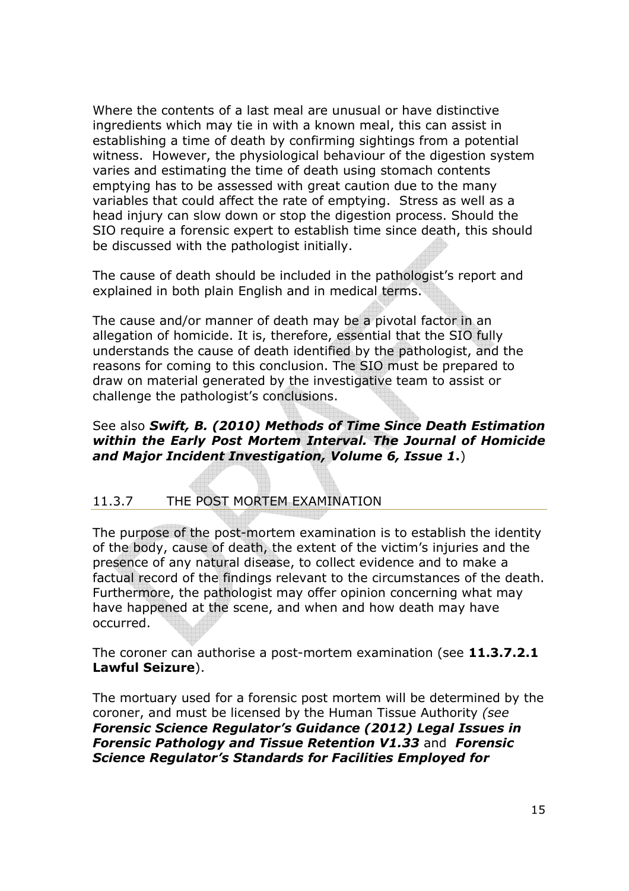Where the contents of a last meal are unusual or have distinctive ingredients which may tie in with a known meal, this can assist in establishing a time of death by confirming sightings from a potential witness. However, the physiological behaviour of the digestion system varies and estimating the time of death using stomach contents emptying has to be assessed with great caution due to the many variables that could affect the rate of emptying. Stress as well as a head injury can slow down or stop the digestion process. Should the SIO require a forensic expert to establish time since death, this should be discussed with the pathologist initially.

The cause of death should be included in the pathologist's report and explained in both plain English and in medical terms.

The cause and/or manner of death may be a pivotal factor in an allegation of homicide. It is, therefore, essential that the SIO fully understands the cause of death identified by the pathologist, and the reasons for coming to this conclusion. The SIO must be prepared to draw on material generated by the investigative team to assist or challenge the pathologist's conclusions.

See also ***Swift, B. (2010) Methods of Time Since Death Estimation within the Early Post Mortem Interval. The Journal of Homicide and Major Incident Investigation, Volume 6, Issue 1*.**)

## 11.3.7 THE POST MORTEM EXAMINATION

The purpose of the post-mortem examination is to establish the identity of the body, cause of death, the extent of the victim's injuries and the presence of any natural disease, to collect evidence and to make a factual record of the findings relevant to the circumstances of the death. Furthermore, the pathologist may offer opinion concerning what may have happened at the scene, and when and how death may have occurred.

The coroner can authorise a post-mortem examination (see **11.3.7.2.1 Lawful Seizure**).

The mortuary used for a forensic post mortem will be determined by the coroner, and must be licensed by the Human Tissue Authority *(see* ***Forensic Science Regulator's Guidance (2012) Legal Issues in Forensic Pathology and Tissue Retention V1.33*** and ***Forensic Science Regulator's Standards for Facilities Employed for***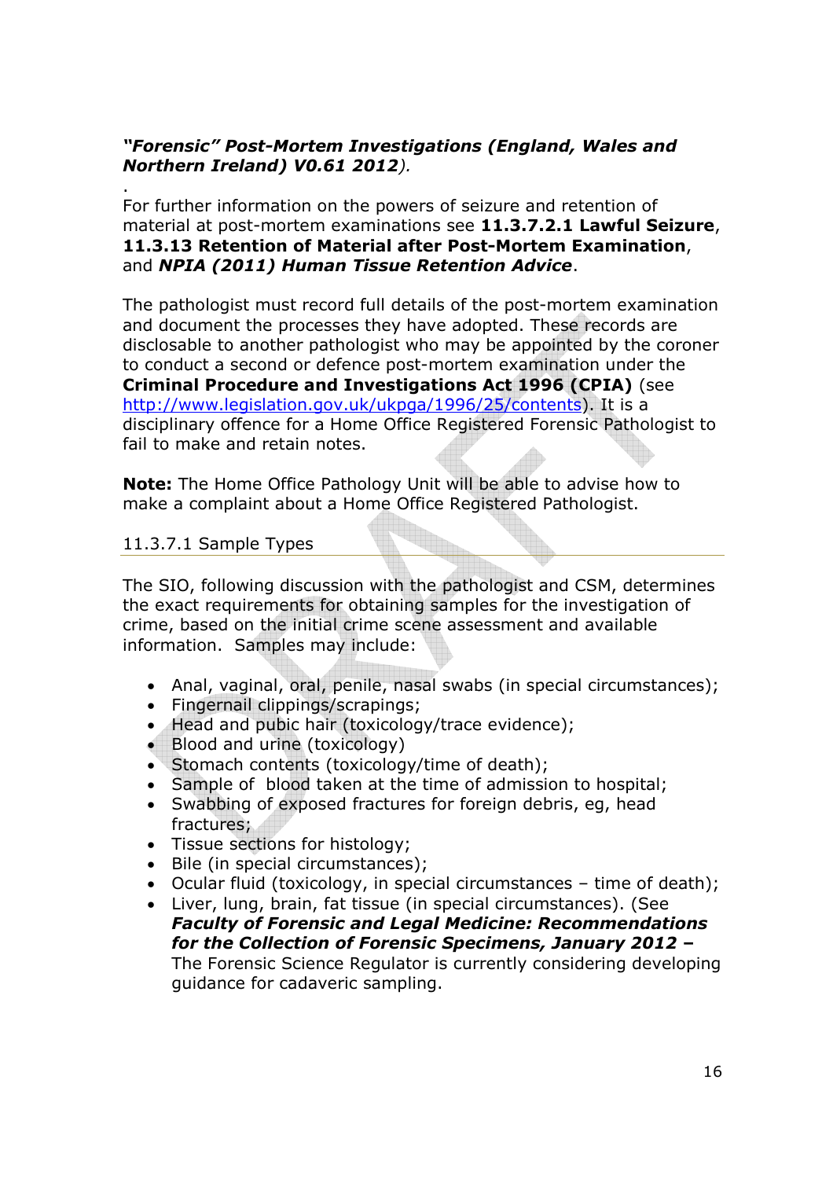***"Forensic" Post-Mortem Investigations (England, Wales and Northern Ireland) V0.61 2012***).

.

For further information on the powers of seizure and retention of material at post-mortem examinations see **11.3.7.2.1 Lawful Seizure**, **11.3.13 Retention of Material after Post-Mortem Examination**, and ***NPIA (2011) Human Tissue Retention Advice***.

The pathologist must record full details of the post-mortem examination and document the processes they have adopted. These records are disclosable to another pathologist who may be appointed by the coroner to conduct a second or defence post-mortem examination under the **Criminal Procedure and Investigations Act 1996 (CPIA)** (see http://www.legislation.gov.uk/ukpga/1996/25/contents). It is a disciplinary offence for a Home Office Registered Forensic Pathologist to fail to make and retain notes.

**Note:** The Home Office Pathology Unit will be able to advise how to make a complaint about a Home Office Registered Pathologist.

### 11.3.7.1 Sample Types

The SIO, following discussion with the pathologist and CSM, determines the exact requirements for obtaining samples for the investigation of crime, based on the initial crime scene assessment and available information. Samples may include:

- Anal, vaginal, oral, penile, nasal swabs (in special circumstances);
- Fingernail clippings/scrapings;
- Head and pubic hair (toxicology/trace evidence);
- Blood and urine (toxicology)
- Stomach contents (toxicology/time of death);
- Sample of blood taken at the time of admission to hospital;
- Swabbing of exposed fractures for foreign debris, eg, head fractures;
- Tissue sections for histology;
- Bile (in special circumstances);
- Ocular fluid (toxicology, in special circumstances – time of death);
- Liver, lung, brain, fat tissue (in special circumstances). (See ***Faculty of Forensic and Legal Medicine: Recommendations for the Collection of Forensic Specimens, January 2012 –*** The Forensic Science Regulator is currently considering developing guidance for cadaveric sampling.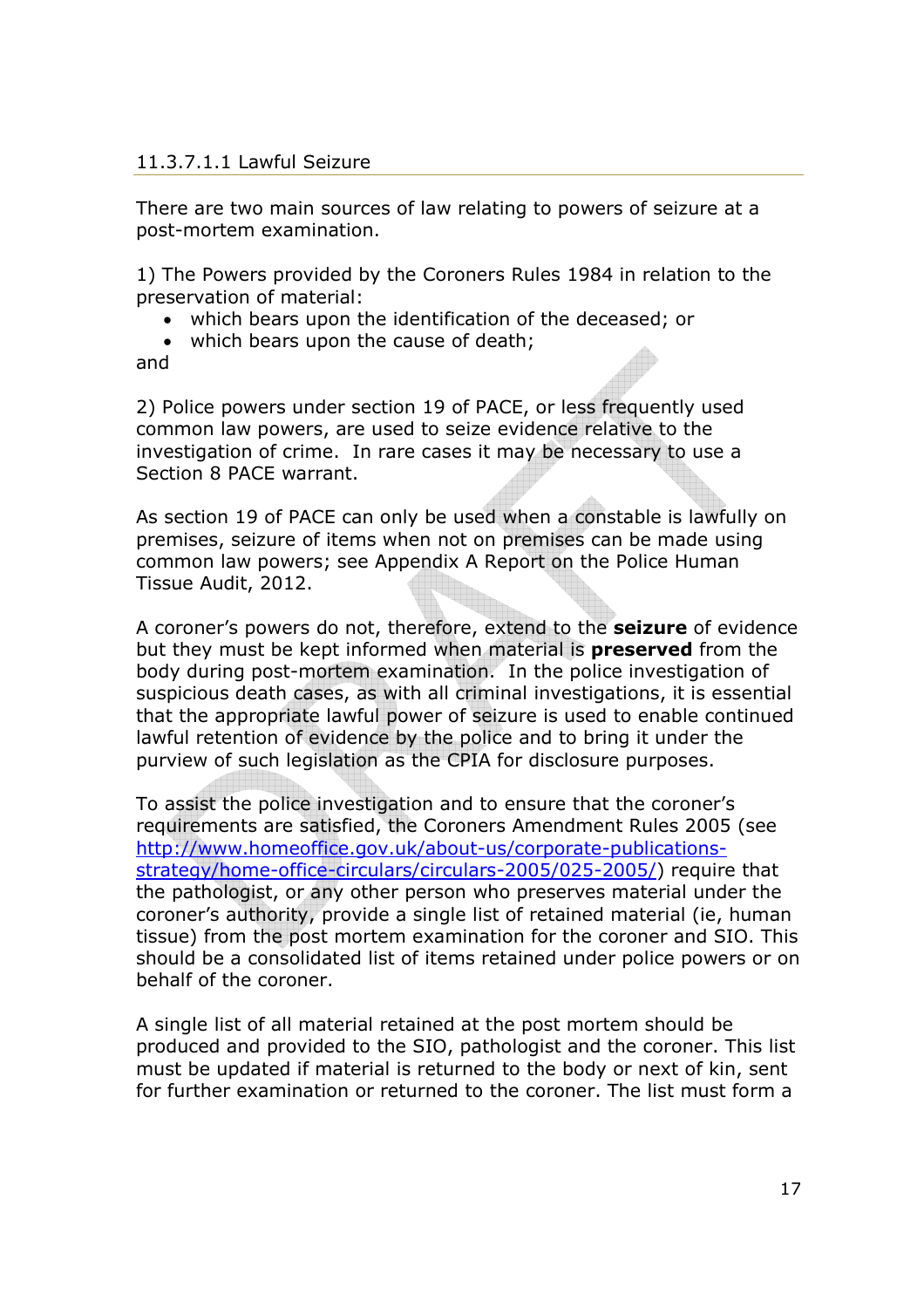### 11.3.7.1.1 Lawful Seizure

There are two main sources of law relating to powers of seizure at a post-mortem examination.

1) The Powers provided by the Coroners Rules 1984 in relation to the preservation of material:

- which bears upon the identification of the deceased; or
- which bears upon the cause of death;

and

2) Police powers under section 19 of PACE, or less frequently used common law powers, are used to seize evidence relative to the investigation of crime. In rare cases it may be necessary to use a Section 8 PACE warrant.

As section 19 of PACE can only be used when a constable is lawfully on premises, seizure of items when not on premises can be made using common law powers; see Appendix A Report on the Police Human Tissue Audit, 2012.

A coroner's powers do not, therefore, extend to the **seizure** of evidence but they must be kept informed when material is **preserved** from the body during post-mortem examination. In the police investigation of suspicious death cases, as with all criminal investigations, it is essential that the appropriate lawful power of seizure is used to enable continued lawful retention of evidence by the police and to bring it under the purview of such legislation as the CPIA for disclosure purposes.

To assist the police investigation and to ensure that the coroner's requirements are satisfied, the Coroners Amendment Rules 2005 (see http://www.homeoffice.gov.uk/about-us/corporate-publications-strategy/home-office-circulars/circulars-2005/025-2005/) require that the pathologist, or any other person who preserves material under the coroner's authority, provide a single list of retained material (ie, human tissue) from the post mortem examination for the coroner and SIO. This should be a consolidated list of items retained under police powers or on behalf of the coroner.

A single list of all material retained at the post mortem should be produced and provided to the SIO, pathologist and the coroner. This list must be updated if material is returned to the body or next of kin, sent for further examination or returned to the coroner. The list must form a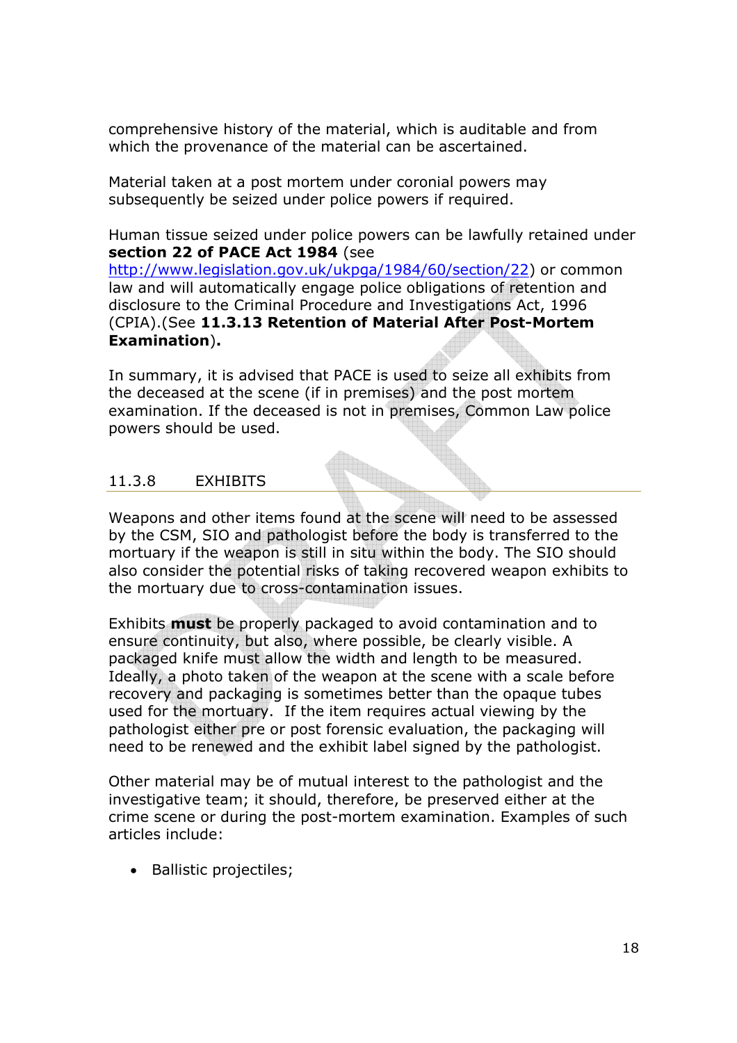comprehensive history of the material, which is auditable and from which the provenance of the material can be ascertained.

Material taken at a post mortem under coronial powers may subsequently be seized under police powers if required.

Human tissue seized under police powers can be lawfully retained under **section 22 of PACE Act 1984** (see http://www.legislation.gov.uk/ukpga/1984/60/section/22) or common law and will automatically engage police obligations of retention and disclosure to the Criminal Procedure and Investigations Act, 1996 (CPIA).(See **11.3.13 Retention of Material After Post-Mortem Examination**).

In summary, it is advised that PACE is used to seize all exhibits from the deceased at the scene (if in premises) and the post mortem examination. If the deceased is not in premises, Common Law police powers should be used.

### 11.3.8 EXHIBITS

Weapons and other items found at the scene will need to be assessed by the CSM, SIO and pathologist before the body is transferred to the mortuary if the weapon is still in situ within the body. The SIO should also consider the potential risks of taking recovered weapon exhibits to the mortuary due to cross-contamination issues.

Exhibits **must** be properly packaged to avoid contamination and to ensure continuity, but also, where possible, be clearly visible. A packaged knife must allow the width and length to be measured. Ideally, a photo taken of the weapon at the scene with a scale before recovery and packaging is sometimes better than the opaque tubes used for the mortuary. If the item requires actual viewing by the pathologist either pre or post forensic evaluation, the packaging will need to be renewed and the exhibit label signed by the pathologist.

Other material may be of mutual interest to the pathologist and the investigative team; it should, therefore, be preserved either at the crime scene or during the post-mortem examination. Examples of such articles include:

- Ballistic projectiles;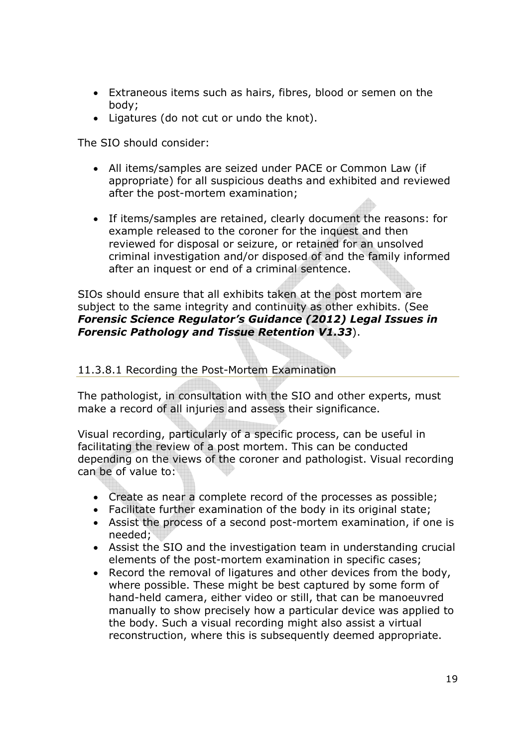- Extraneous items such as hairs, fibres, blood or semen on the body;
- Ligatures (do not cut or undo the knot).

The SIO should consider:

- All items/samples are seized under PACE or Common Law (if appropriate) for all suspicious deaths and exhibited and reviewed after the post-mortem examination;

- If items/samples are retained, clearly document the reasons: for example released to the coroner for the inquest and then reviewed for disposal or seizure, or retained for an unsolved criminal investigation and/or disposed of and the family informed after an inquest or end of a criminal sentence.

SIOs should ensure that all exhibits taken at the post mortem are subject to the same integrity and continuity as other exhibits. (See ***Forensic Science Regulator's Guidance (2012) Legal Issues in Forensic Pathology and Tissue Retention V1.33***).

### 11.3.8.1 Recording the Post-Mortem Examination

The pathologist, in consultation with the SIO and other experts, must make a record of all injuries and assess their significance.

Visual recording, particularly of a specific process, can be useful in facilitating the review of a post mortem. This can be conducted depending on the views of the coroner and pathologist. Visual recording can be of value to:

- Create as near a complete record of the processes as possible;
- Facilitate further examination of the body in its original state;
- Assist the process of a second post-mortem examination, if one is needed;
- Assist the SIO and the investigation team in understanding crucial elements of the post-mortem examination in specific cases;
- Record the removal of ligatures and other devices from the body, where possible. These might be best captured by some form of hand-held camera, either video or still, that can be manoeuvred manually to show precisely how a particular device was applied to the body. Such a visual recording might also assist a virtual reconstruction, where this is subsequently deemed appropriate.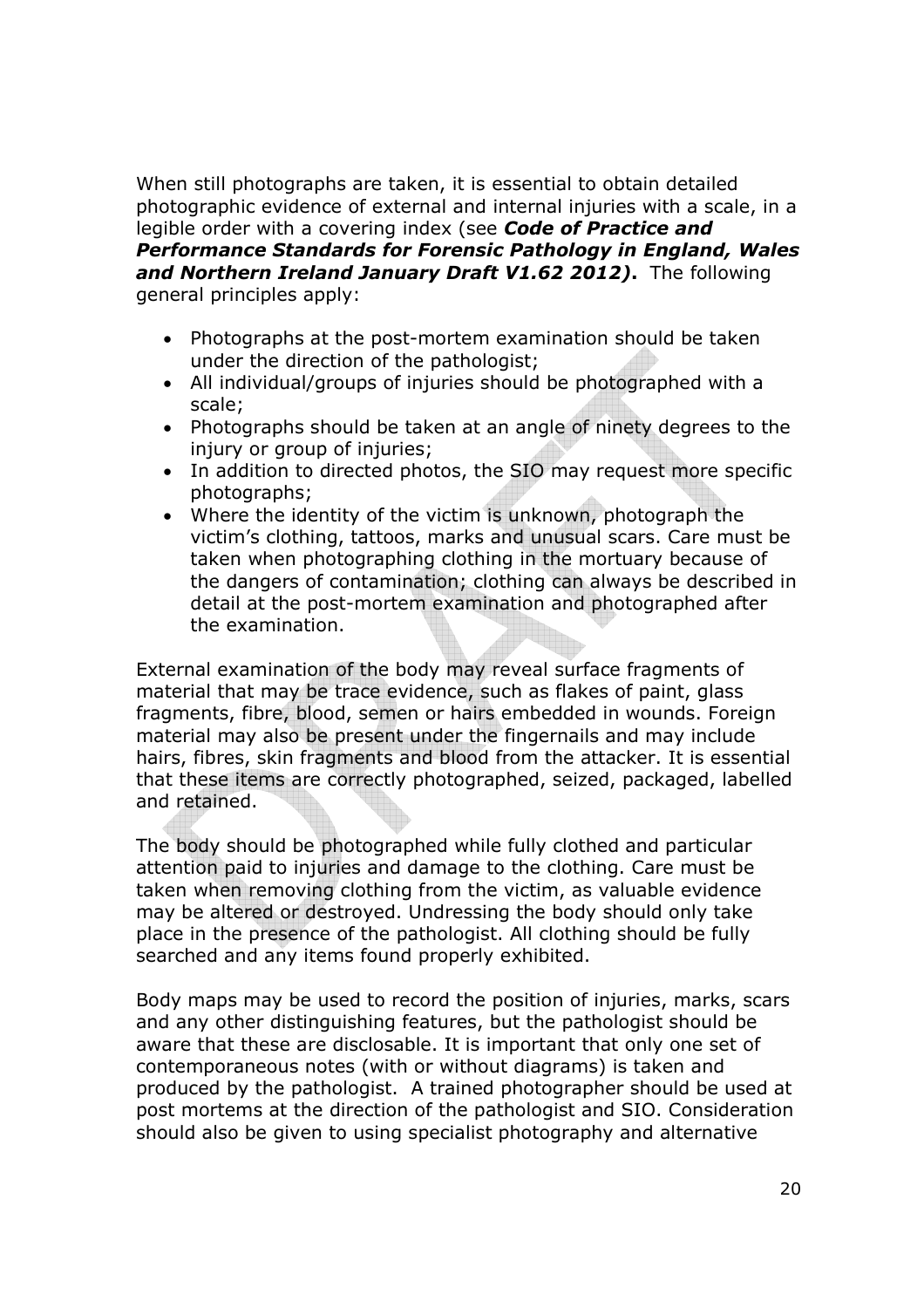When still photographs are taken, it is essential to obtain detailed photographic evidence of external and internal injuries with a scale, in a legible order with a covering index (see ***Code of Practice and Performance Standards for Forensic Pathology in England, Wales and Northern Ireland January Draft V1.62 2012)***. The following general principles apply:

- Photographs at the post-mortem examination should be taken under the direction of the pathologist;
- All individual/groups of injuries should be photographed with a scale;
- Photographs should be taken at an angle of ninety degrees to the injury or group of injuries;
- In addition to directed photos, the SIO may request more specific photographs;
- Where the identity of the victim is unknown, photograph the victim's clothing, tattoos, marks and unusual scars. Care must be taken when photographing clothing in the mortuary because of the dangers of contamination; clothing can always be described in detail at the post-mortem examination and photographed after the examination.

External examination of the body may reveal surface fragments of material that may be trace evidence, such as flakes of paint, glass fragments, fibre, blood, semen or hairs embedded in wounds. Foreign material may also be present under the fingernails and may include hairs, fibres, skin fragments and blood from the attacker. It is essential that these items are correctly photographed, seized, packaged, labelled and retained.

The body should be photographed while fully clothed and particular attention paid to injuries and damage to the clothing. Care must be taken when removing clothing from the victim, as valuable evidence may be altered or destroyed. Undressing the body should only take place in the presence of the pathologist. All clothing should be fully searched and any items found properly exhibited.

Body maps may be used to record the position of injuries, marks, scars and any other distinguishing features, but the pathologist should be aware that these are disclosable. It is important that only one set of contemporaneous notes (with or without diagrams) is taken and produced by the pathologist. A trained photographer should be used at post mortems at the direction of the pathologist and SIO. Consideration should also be given to using specialist photography and alternative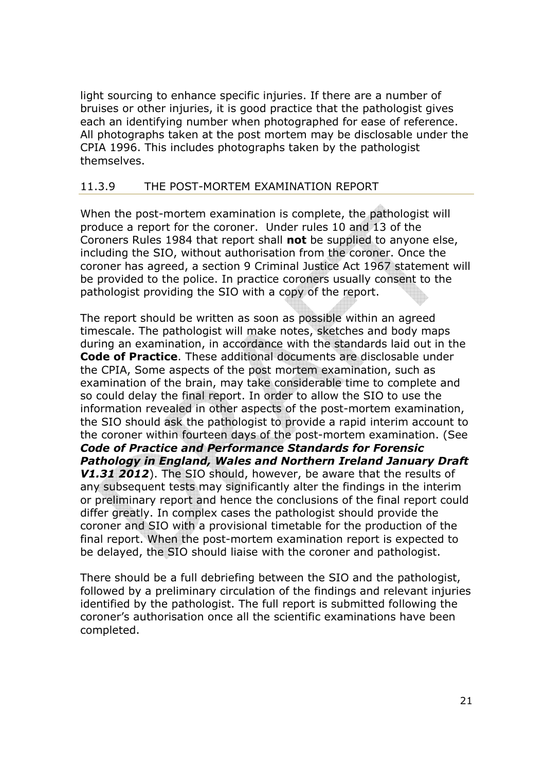light sourcing to enhance specific injuries. If there are a number of bruises or other injuries, it is good practice that the pathologist gives each an identifying number when photographed for ease of reference. All photographs taken at the post mortem may be disclosable under the CPIA 1996. This includes photographs taken by the pathologist themselves.

### 11.3.9 THE POST-MORTEM EXAMINATION REPORT

When the post-mortem examination is complete, the pathologist will produce a report for the coroner. Under rules 10 and 13 of the Coroners Rules 1984 that report shall **not** be supplied to anyone else, including the SIO, without authorisation from the coroner. Once the coroner has agreed, a section 9 Criminal Justice Act 1967 statement will be provided to the police. In practice coroners usually consent to the pathologist providing the SIO with a copy of the report.

The report should be written as soon as possible within an agreed timescale. The pathologist will make notes, sketches and body maps during an examination, in accordance with the standards laid out in the **Code of Practice**. These additional documents are disclosable under the CPIA, Some aspects of the post mortem examination, such as examination of the brain, may take considerable time to complete and so could delay the final report. In order to allow the SIO to use the information revealed in other aspects of the post-mortem examination, the SIO should ask the pathologist to provide a rapid interim account to the coroner within fourteen days of the post-mortem examination. (See ***Code of Practice and Performance Standards for Forensic Pathology in England, Wales and Northern Ireland January Draft V1.31 2012***). The SIO should, however, be aware that the results of any subsequent tests may significantly alter the findings in the interim or preliminary report and hence the conclusions of the final report could differ greatly. In complex cases the pathologist should provide the coroner and SIO with a provisional timetable for the production of the final report. When the post-mortem examination report is expected to be delayed, the SIO should liaise with the coroner and pathologist.

There should be a full debriefing between the SIO and the pathologist, followed by a preliminary circulation of the findings and relevant injuries identified by the pathologist. The full report is submitted following the coroner's authorisation once all the scientific examinations have been completed.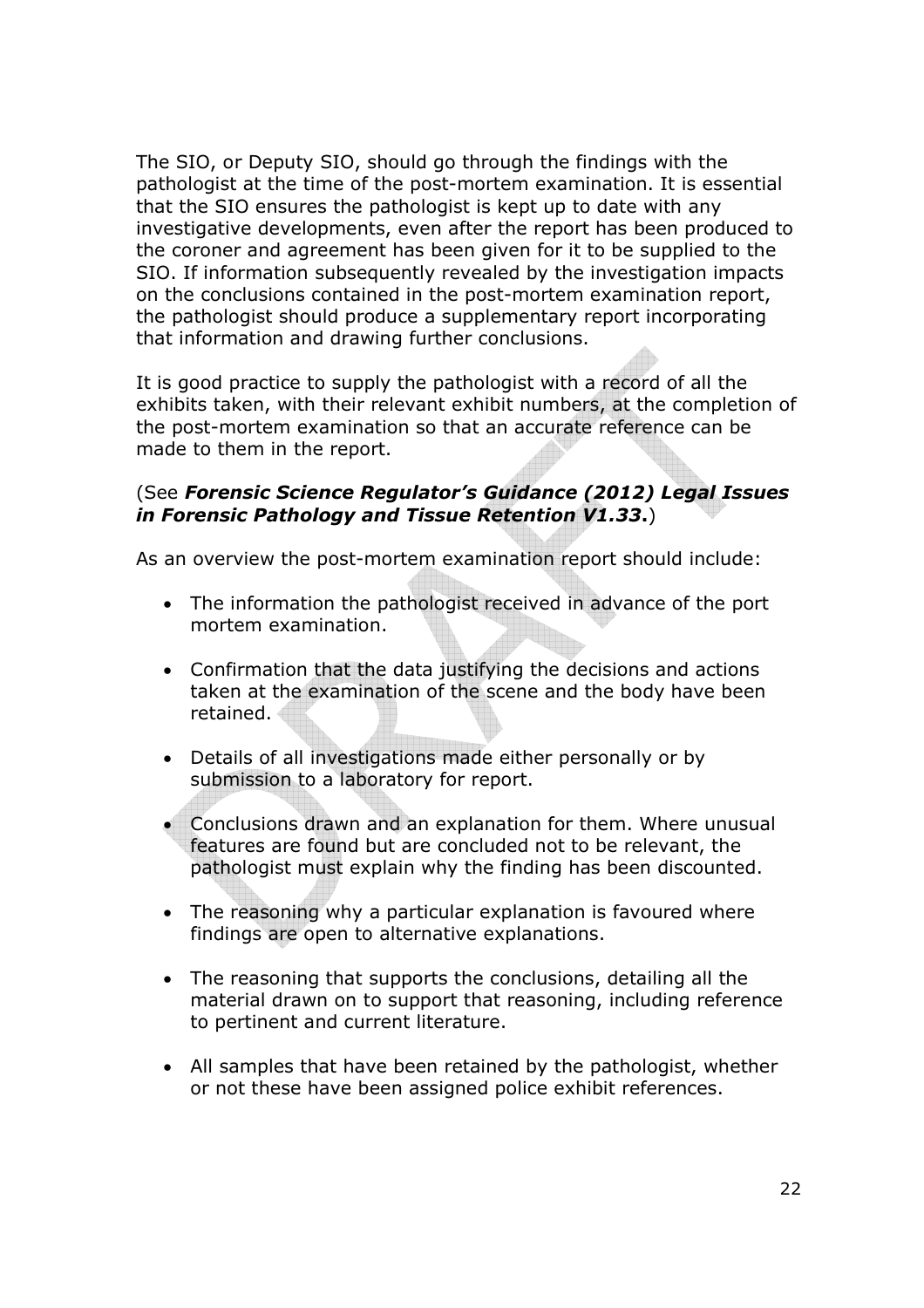The SIO, or Deputy SIO, should go through the findings with the pathologist at the time of the post-mortem examination. It is essential that the SIO ensures the pathologist is kept up to date with any investigative developments, even after the report has been produced to the coroner and agreement has been given for it to be supplied to the SIO. If information subsequently revealed by the investigation impacts on the conclusions contained in the post-mortem examination report, the pathologist should produce a supplementary report incorporating that information and drawing further conclusions.

It is good practice to supply the pathologist with a record of all the exhibits taken, with their relevant exhibit numbers, at the completion of the post-mortem examination so that an accurate reference can be made to them in the report.

(See ***Forensic Science Regulator's Guidance (2012) Legal Issues in Forensic Pathology and Tissue Retention V1.33*****.**)

As an overview the post-mortem examination report should include:

- The information the pathologist received in advance of the port mortem examination.
- Confirmation that the data justifying the decisions and actions taken at the examination of the scene and the body have been retained.
- Details of all investigations made either personally or by submission to a laboratory for report.
- Conclusions drawn and an explanation for them. Where unusual features are found but are concluded not to be relevant, the pathologist must explain why the finding has been discounted.
- The reasoning why a particular explanation is favoured where findings are open to alternative explanations.
- The reasoning that supports the conclusions, detailing all the material drawn on to support that reasoning, including reference to pertinent and current literature.
- All samples that have been retained by the pathologist, whether or not these have been assigned police exhibit references.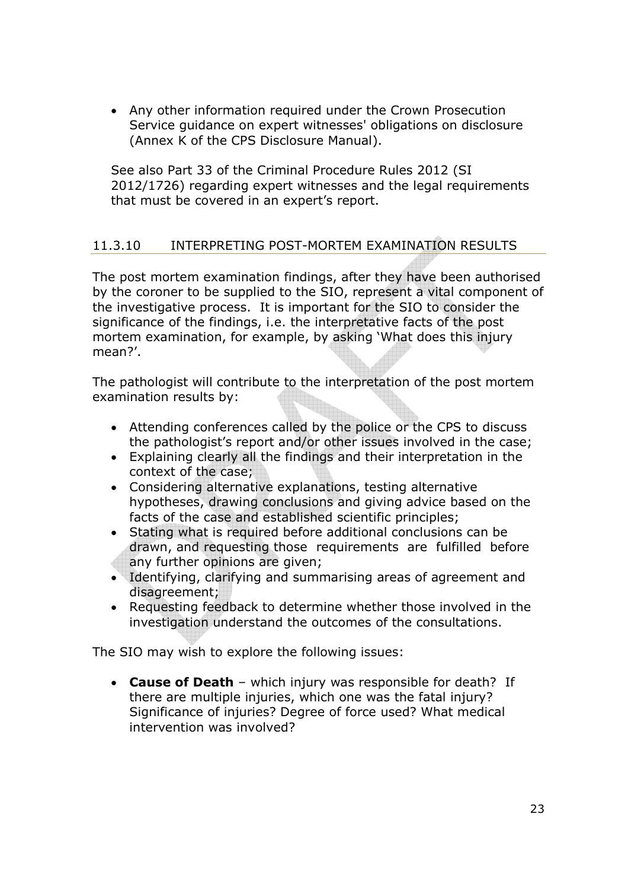- Any other information required under the Crown Prosecution Service guidance on expert witnesses' obligations on disclosure (Annex K of the CPS Disclosure Manual).

See also Part 33 of the Criminal Procedure Rules 2012 (SI 2012/1726) regarding expert witnesses and the legal requirements that must be covered in an expert's report.

### 11.3.10 INTERPRETING POST-MORTEM EXAMINATION RESULTS

The post mortem examination findings, after they have been authorised by the coroner to be supplied to the SIO, represent a vital component of the investigative process. It is important for the SIO to consider the significance of the findings, i.e. the interpretative facts of the post mortem examination, for example, by asking 'What does this injury mean?'.

The pathologist will contribute to the interpretation of the post mortem examination results by:

- Attending conferences called by the police or the CPS to discuss the pathologist's report and/or other issues involved in the case;
- Explaining clearly all the findings and their interpretation in the context of the case;
- Considering alternative explanations, testing alternative hypotheses, drawing conclusions and giving advice based on the facts of the case and established scientific principles;
- Stating what is required before additional conclusions can be drawn, and requesting those requirements are fulfilled before any further opinions are given;
- Identifying, clarifying and summarising areas of agreement and disagreement;
- Requesting feedback to determine whether those involved in the investigation understand the outcomes of the consultations.

The SIO may wish to explore the following issues:

- **Cause of Death** – which injury was responsible for death? If there are multiple injuries, which one was the fatal injury? Significance of injuries? Degree of force used? What medical intervention was involved?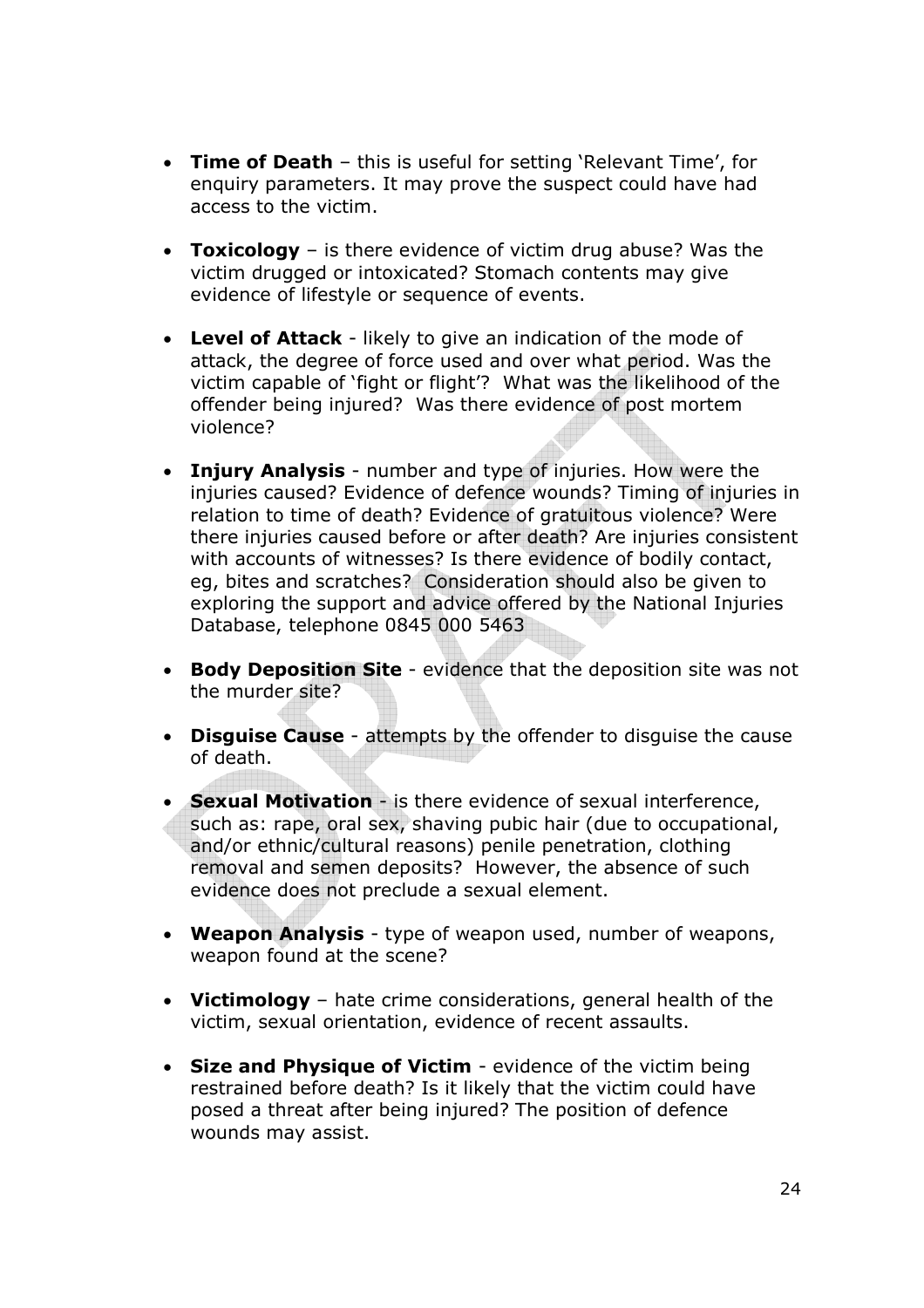- **Time of Death** – this is useful for setting 'Relevant Time', for enquiry parameters. It may prove the suspect could have had access to the victim.

- **Toxicology** – is there evidence of victim drug abuse? Was the victim drugged or intoxicated? Stomach contents may give evidence of lifestyle or sequence of events.

- **Level of Attack** - likely to give an indication of the mode of attack, the degree of force used and over what period. Was the victim capable of 'fight or flight'? What was the likelihood of the offender being injured? Was there evidence of post mortem violence?

- **Injury Analysis** - number and type of injuries. How were the injuries caused? Evidence of defence wounds? Timing of injuries in relation to time of death? Evidence of gratuitous violence? Were there injuries caused before or after death? Are injuries consistent with accounts of witnesses? Is there evidence of bodily contact, eg, bites and scratches? Consideration should also be given to exploring the support and advice offered by the National Injuries Database, telephone 0845 000 5463

- **Body Deposition Site** - evidence that the deposition site was not the murder site?

- **Disguise Cause** - attempts by the offender to disguise the cause of death.

- **Sexual Motivation** - is there evidence of sexual interference, such as: rape, oral sex, shaving pubic hair (due to occupational, and/or ethnic/cultural reasons) penile penetration, clothing removal and semen deposits? However, the absence of such evidence does not preclude a sexual element.

- **Weapon Analysis** - type of weapon used, number of weapons, weapon found at the scene?

- **Victimology** – hate crime considerations, general health of the victim, sexual orientation, evidence of recent assaults.

- **Size and Physique of Victim** - evidence of the victim being restrained before death? Is it likely that the victim could have posed a threat after being injured? The position of defence wounds may assist.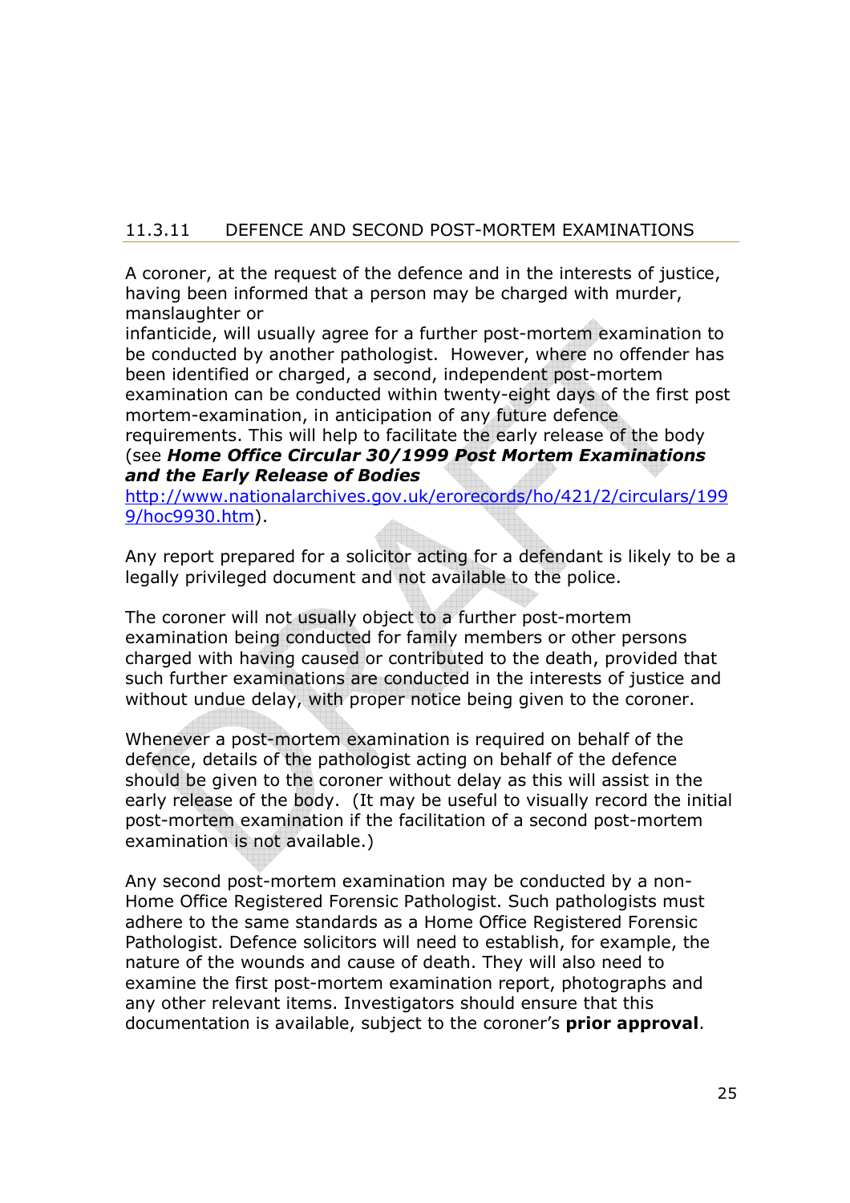### 11.3.11 DEFENCE AND SECOND POST-MORTEM EXAMINATIONS

A coroner, at the request of the defence and in the interests of justice, having been informed that a person may be charged with murder, manslaughter or infanticide, will usually agree for a further post-mortem examination to be conducted by another pathologist. However, where no offender has been identified or charged, a second, independent post-mortem examination can be conducted within twenty-eight days of the first post mortem-examination, in anticipation of any future defence requirements. This will help to facilitate the early release of the body (see ***Home Office Circular 30/1999 Post Mortem Examinations and the Early Release of Bodies*** http://www.nationalarchives.gov.uk/erorecords/ho/421/2/circulars/1999/hoc9930.htm).

Any report prepared for a solicitor acting for a defendant is likely to be a legally privileged document and not available to the police.

The coroner will not usually object to a further post-mortem examination being conducted for family members or other persons charged with having caused or contributed to the death, provided that such further examinations are conducted in the interests of justice and without undue delay, with proper notice being given to the coroner.

Whenever a post-mortem examination is required on behalf of the defence, details of the pathologist acting on behalf of the defence should be given to the coroner without delay as this will assist in the early release of the body. (It may be useful to visually record the initial post-mortem examination if the facilitation of a second post-mortem examination is not available.)

Any second post-mortem examination may be conducted by a non-Home Office Registered Forensic Pathologist. Such pathologists must adhere to the same standards as a Home Office Registered Forensic Pathologist. Defence solicitors will need to establish, for example, the nature of the wounds and cause of death. They will also need to examine the first post-mortem examination report, photographs and any other relevant items. Investigators should ensure that this documentation is available, subject to the coroner's **prior approval**.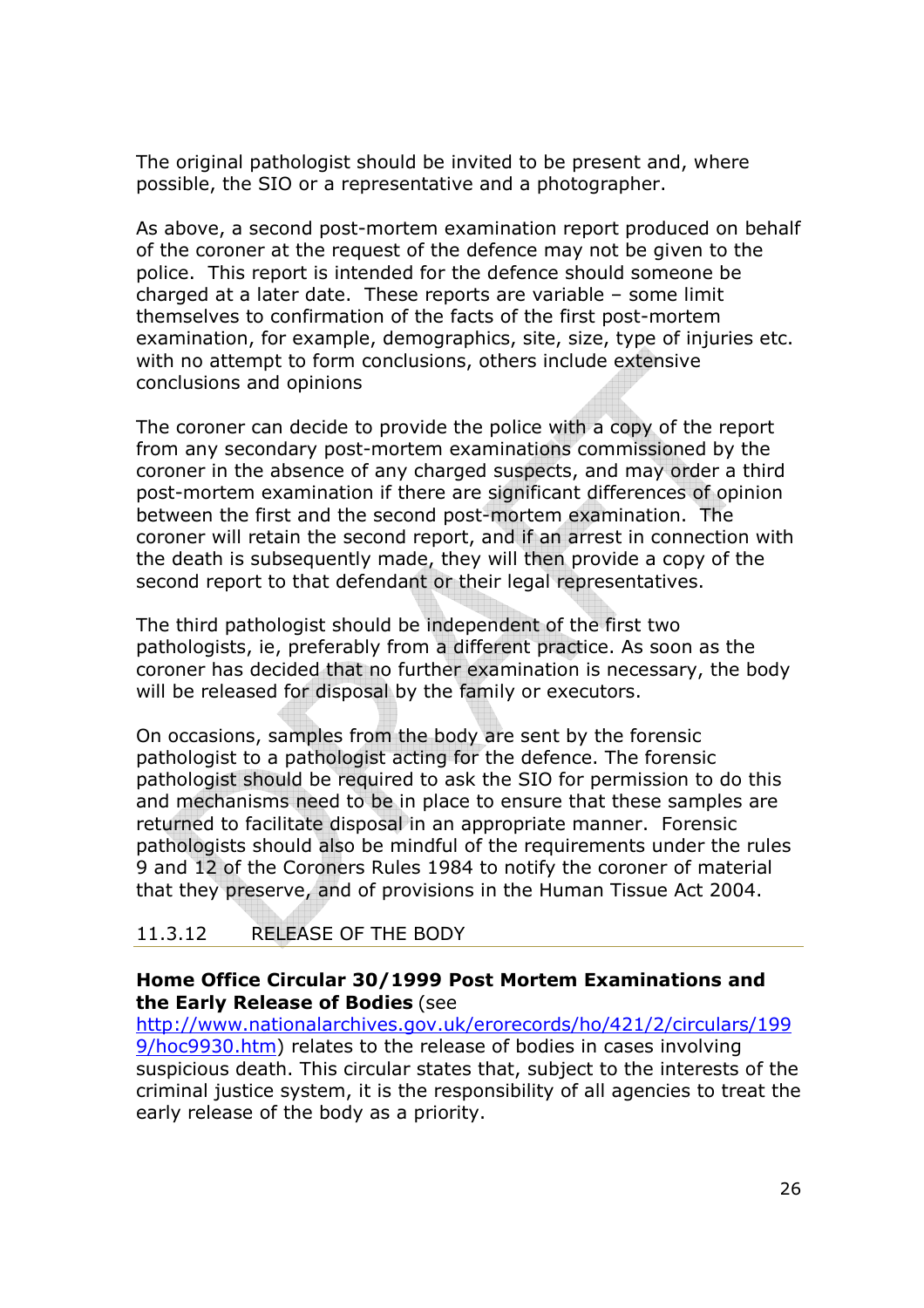The original pathologist should be invited to be present and, where possible, the SIO or a representative and a photographer.

As above, a second post-mortem examination report produced on behalf of the coroner at the request of the defence may not be given to the police. This report is intended for the defence should someone be charged at a later date. These reports are variable – some limit themselves to confirmation of the facts of the first post-mortem examination, for example, demographics, site, size, type of injuries etc. with no attempt to form conclusions, others include extensive conclusions and opinions

The coroner can decide to provide the police with a copy of the report from any secondary post-mortem examinations commissioned by the coroner in the absence of any charged suspects, and may order a third post-mortem examination if there are significant differences of opinion between the first and the second post-mortem examination. The coroner will retain the second report, and if an arrest in connection with the death is subsequently made, they will then provide a copy of the second report to that defendant or their legal representatives.

The third pathologist should be independent of the first two pathologists, ie, preferably from a different practice. As soon as the coroner has decided that no further examination is necessary, the body will be released for disposal by the family or executors.

On occasions, samples from the body are sent by the forensic pathologist to a pathologist acting for the defence. The forensic pathologist should be required to ask the SIO for permission to do this and mechanisms need to be in place to ensure that these samples are returned to facilitate disposal in an appropriate manner. Forensic pathologists should also be mindful of the requirements under the rules 9 and 12 of the Coroners Rules 1984 to notify the coroner of material that they preserve, and of provisions in the Human Tissue Act 2004.

## 11.3.12 RELEASE OF THE BODY

**Home Office Circular 30/1999 Post Mortem Examinations and the Early Release of Bodies** (see http://www.nationalarchives.gov.uk/erorecords/ho/421/2/circulars/1999/hoc9930.htm) relates to the release of bodies in cases involving suspicious death. This circular states that, subject to the interests of the criminal justice system, it is the responsibility of all agencies to treat the early release of the body as a priority.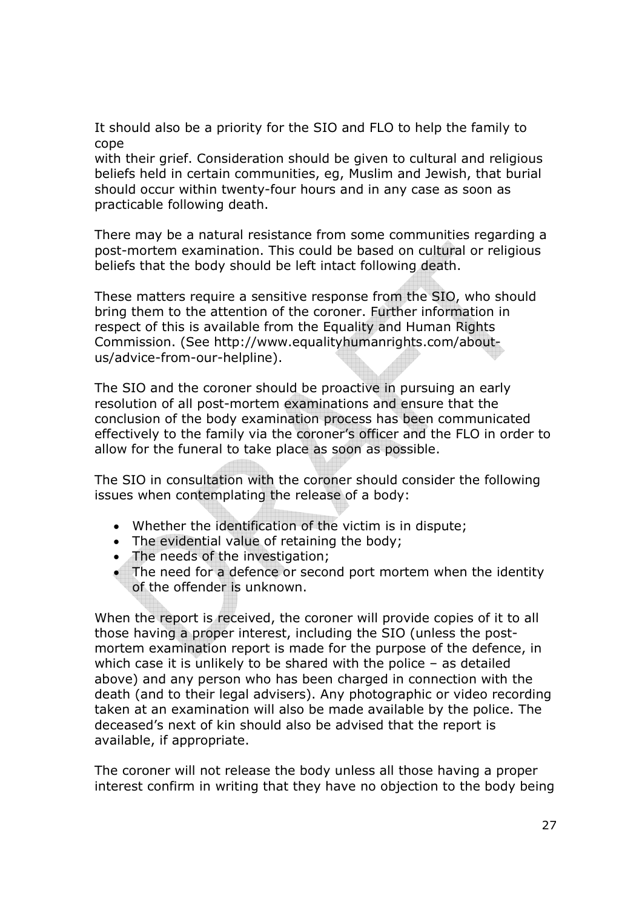It should also be a priority for the SIO and FLO to help the family to cope with their grief. Consideration should be given to cultural and religious beliefs held in certain communities, eg, Muslim and Jewish, that burial should occur within twenty-four hours and in any case as soon as practicable following death.

There may be a natural resistance from some communities regarding a post-mortem examination. This could be based on cultural or religious beliefs that the body should be left intact following death.

These matters require a sensitive response from the SIO, who should bring them to the attention of the coroner. Further information in respect of this is available from the Equality and Human Rights Commission. (See http://www.equalityhumanrights.com/about-us/advice-from-our-helpline).

The SIO and the coroner should be proactive in pursuing an early resolution of all post-mortem examinations and ensure that the conclusion of the body examination process has been communicated effectively to the family via the coroner's officer and the FLO in order to allow for the funeral to take place as soon as possible.

The SIO in consultation with the coroner should consider the following issues when contemplating the release of a body:

- Whether the identification of the victim is in dispute;
- The evidential value of retaining the body;
- The needs of the investigation;
- The need for a defence or second port mortem when the identity of the offender is unknown.

When the report is received, the coroner will provide copies of it to all those having a proper interest, including the SIO (unless the post-mortem examination report is made for the purpose of the defence, in which case it is unlikely to be shared with the police – as detailed above) and any person who has been charged in connection with the death (and to their legal advisers). Any photographic or video recording taken at an examination will also be made available by the police. The deceased's next of kin should also be advised that the report is available, if appropriate.

The coroner will not release the body unless all those having a proper interest confirm in writing that they have no objection to the body being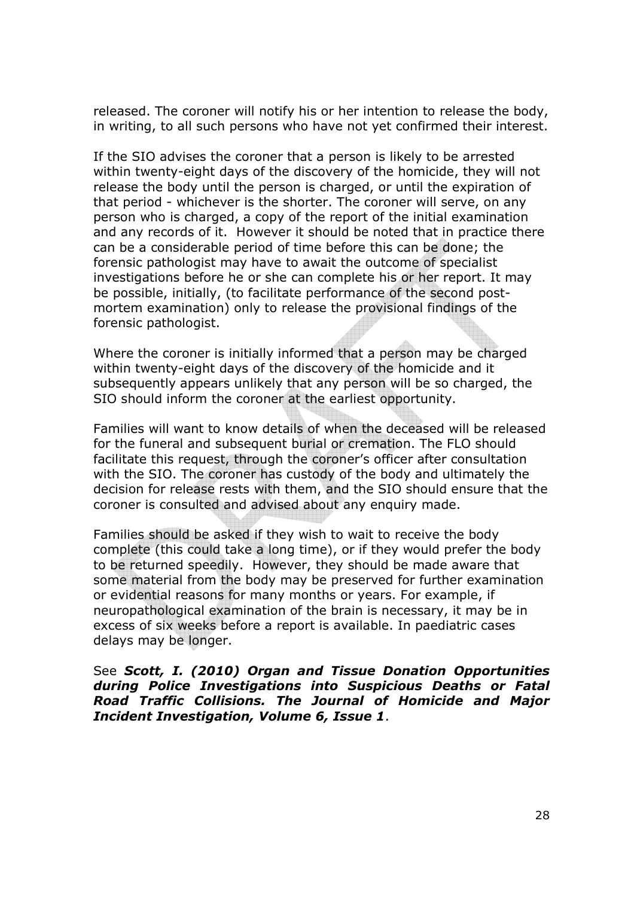released. The coroner will notify his or her intention to release the body, in writing, to all such persons who have not yet confirmed their interest.

If the SIO advises the coroner that a person is likely to be arrested within twenty-eight days of the discovery of the homicide, they will not release the body until the person is charged, or until the expiration of that period - whichever is the shorter. The coroner will serve, on any person who is charged, a copy of the report of the initial examination and any records of it. However it should be noted that in practice there can be a considerable period of time before this can be done; the forensic pathologist may have to await the outcome of specialist investigations before he or she can complete his or her report. It may be possible, initially, (to facilitate performance of the second post-mortem examination) only to release the provisional findings of the forensic pathologist.

Where the coroner is initially informed that a person may be charged within twenty-eight days of the discovery of the homicide and it subsequently appears unlikely that any person will be so charged, the SIO should inform the coroner at the earliest opportunity.

Families will want to know details of when the deceased will be released for the funeral and subsequent burial or cremation. The FLO should facilitate this request, through the coroner's officer after consultation with the SIO. The coroner has custody of the body and ultimately the decision for release rests with them, and the SIO should ensure that the coroner is consulted and advised about any enquiry made.

Families should be asked if they wish to wait to receive the body complete (this could take a long time), or if they would prefer the body to be returned speedily. However, they should be made aware that some material from the body may be preserved for further examination or evidential reasons for many months or years. For example, if neuropathological examination of the brain is necessary, it may be in excess of six weeks before a report is available. In paediatric cases delays may be longer.

See ***Scott, I. (2010) Organ and Tissue Donation Opportunities during Police Investigations into Suspicious Deaths or Fatal Road Traffic Collisions. The Journal of Homicide and Major Incident Investigation, Volume 6, Issue 1***.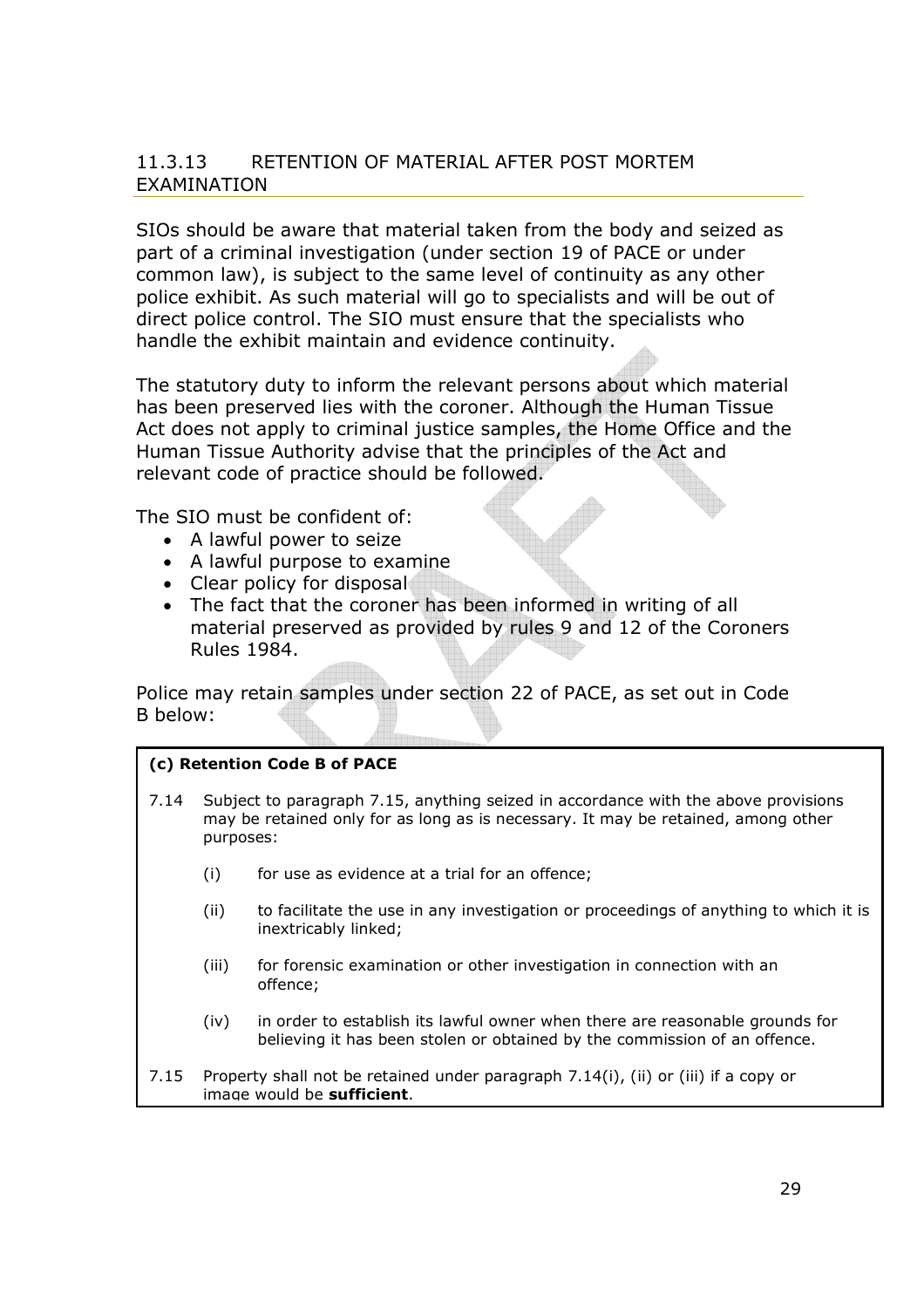## 11.3.13 RETENTION OF MATERIAL AFTER POST MORTEM EXAMINATION

SIOs should be aware that material taken from the body and seized as part of a criminal investigation (under section 19 of PACE or under common law), is subject to the same level of continuity as any other police exhibit. As such material will go to specialists and will be out of direct police control. The SIO must ensure that the specialists who handle the exhibit maintain and evidence continuity.

The statutory duty to inform the relevant persons about which material has been preserved lies with the coroner. Although the Human Tissue Act does not apply to criminal justice samples, the Home Office and the Human Tissue Authority advise that the principles of the Act and relevant code of practice should be followed.

The SIO must be confident of:

- A lawful power to seize
- A lawful purpose to examine
- Clear policy for disposal
- The fact that the coroner has been informed in writing of all material preserved as provided by rules 9 and 12 of the Coroners Rules 1984.

Police may retain samples under section 22 of PACE, as set out in Code B below:

**(c) Retention Code B of PACE**

7.14 Subject to paragraph 7.15, anything seized in accordance with the above provisions may be retained only for as long as is necessary. It may be retained, among other purposes:

(i) for use as evidence at a trial for an offence;

(ii) to facilitate the use in any investigation or proceedings of anything to which it is inextricably linked;

(iii) for forensic examination or other investigation in connection with an offence;

(iv) in order to establish its lawful owner when there are reasonable grounds for believing it has been stolen or obtained by the commission of an offence.

7.15 Property shall not be retained under paragraph 7.14(i), (ii) or (iii) if a copy or image would be **sufficient**.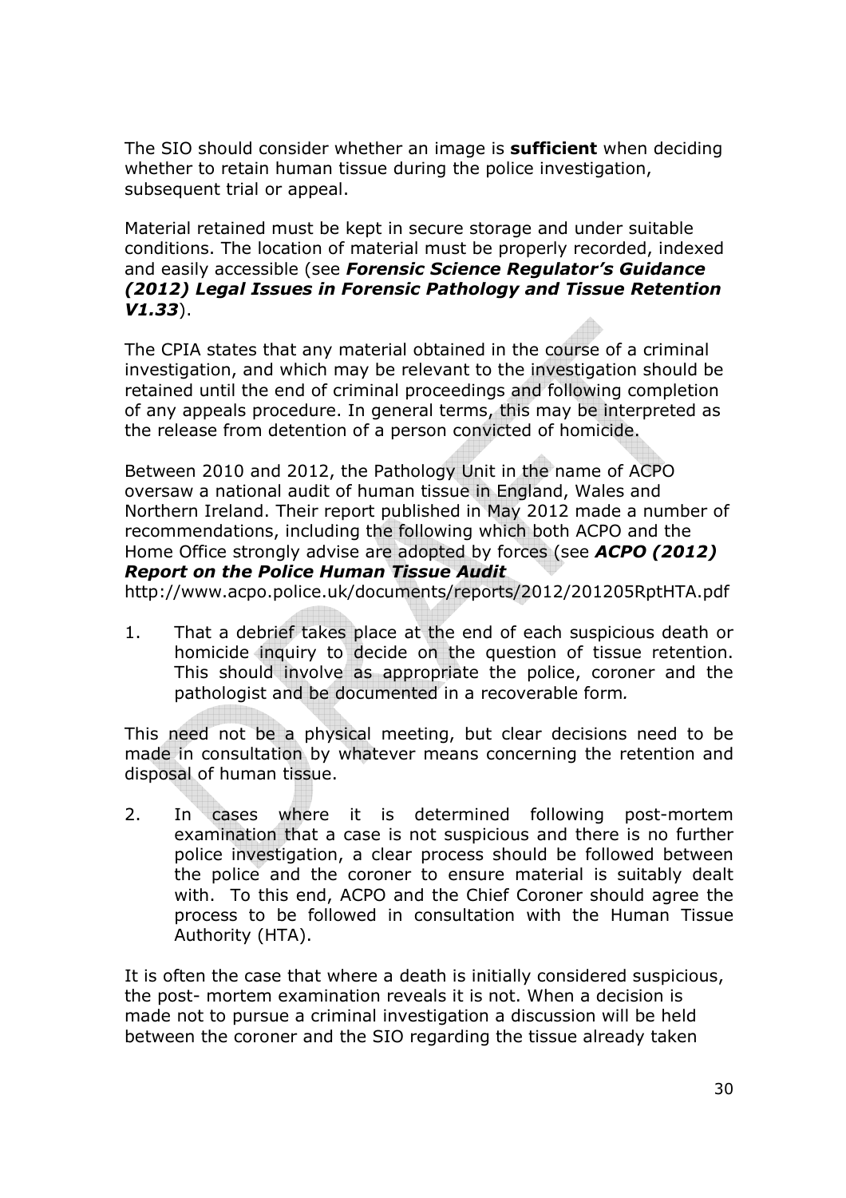The SIO should consider whether an image is **sufficient** when deciding whether to retain human tissue during the police investigation, subsequent trial or appeal.

Material retained must be kept in secure storage and under suitable conditions. The location of material must be properly recorded, indexed and easily accessible (see ***Forensic Science Regulator's Guidance (2012) Legal Issues in Forensic Pathology and Tissue Retention V1.33***).

The CPIA states that any material obtained in the course of a criminal investigation, and which may be relevant to the investigation should be retained until the end of criminal proceedings and following completion of any appeals procedure. In general terms, this may be interpreted as the release from detention of a person convicted of homicide.

Between 2010 and 2012, the Pathology Unit in the name of ACPO oversaw a national audit of human tissue in England, Wales and Northern Ireland. Their report published in May 2012 made a number of recommendations, including the following which both ACPO and the Home Office strongly advise are adopted by forces (see ***ACPO (2012) Report on the Police Human Tissue Audit*** http://www.acpo.police.uk/documents/reports/2012/201205RptHTA.pdf

1. That a debrief takes place at the end of each suspicious death or homicide inquiry to decide on the question of tissue retention. This should involve as appropriate the police, coroner and the pathologist and be documented in a recoverable form.

This need not be a physical meeting, but clear decisions need to be made in consultation by whatever means concerning the retention and disposal of human tissue.

2. In cases where it is determined following post-mortem examination that a case is not suspicious and there is no further police investigation, a clear process should be followed between the police and the coroner to ensure material is suitably dealt with. To this end, ACPO and the Chief Coroner should agree the process to be followed in consultation with the Human Tissue Authority (HTA).

It is often the case that where a death is initially considered suspicious, the post- mortem examination reveals it is not. When a decision is made not to pursue a criminal investigation a discussion will be held between the coroner and the SIO regarding the tissue already taken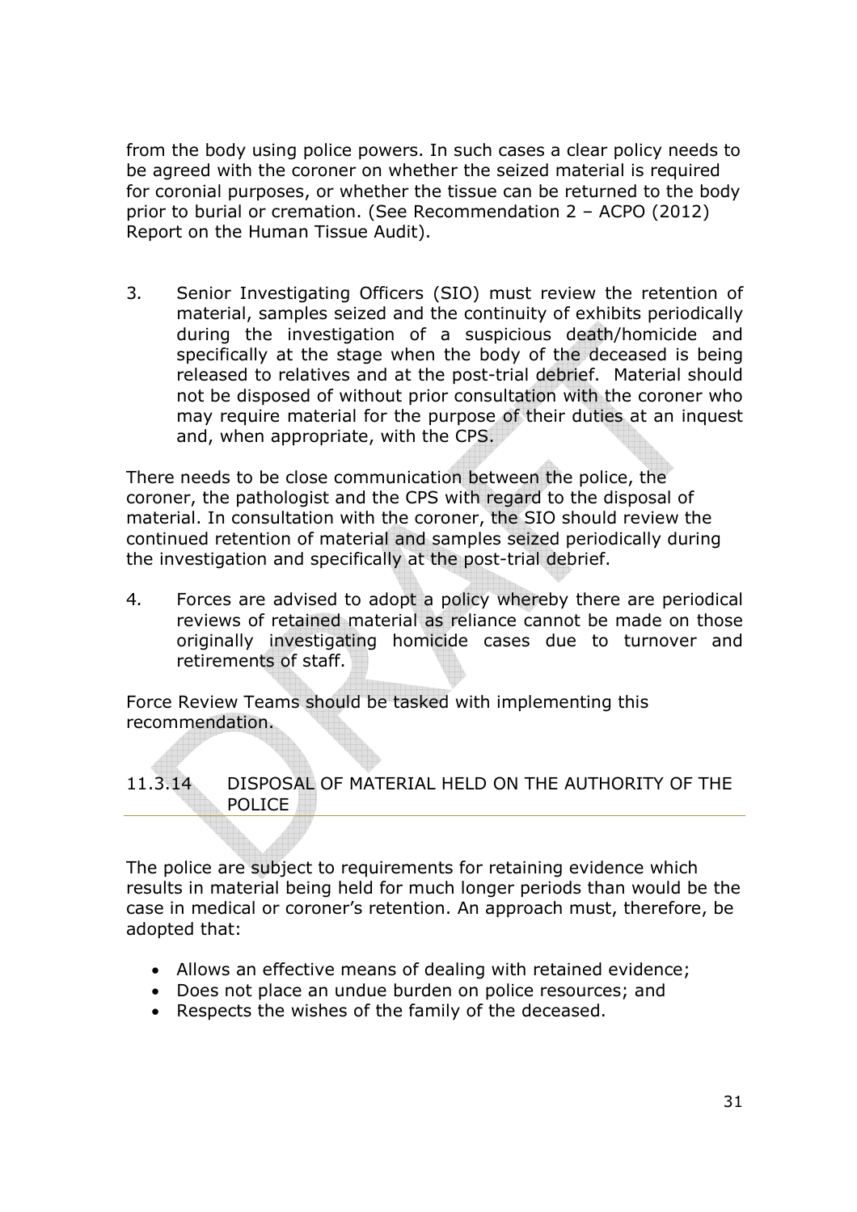from the body using police powers. In such cases a clear policy needs to be agreed with the coroner on whether the seized material is required for coronial purposes, or whether the tissue can be returned to the body prior to burial or cremation. (See Recommendation 2 – ACPO (2012) Report on the Human Tissue Audit).

3. Senior Investigating Officers (SIO) must review the retention of material, samples seized and the continuity of exhibits periodically during the investigation of a suspicious death/homicide and specifically at the stage when the body of the deceased is being released to relatives and at the post-trial debrief. Material should not be disposed of without prior consultation with the coroner who may require material for the purpose of their duties at an inquest and, when appropriate, with the CPS.

There needs to be close communication between the police, the coroner, the pathologist and the CPS with regard to the disposal of material. In consultation with the coroner, the SIO should review the continued retention of material and samples seized periodically during the investigation and specifically at the post-trial debrief.

4. Forces are advised to adopt a policy whereby there are periodical reviews of retained material as reliance cannot be made on those originally investigating homicide cases due to turnover and retirements of staff.

Force Review Teams should be tasked with implementing this recommendation.

## 11.3.14 DISPOSAL OF MATERIAL HELD ON THE AUTHORITY OF THE POLICE

The police are subject to requirements for retaining evidence which results in material being held for much longer periods than would be the case in medical or coroner's retention. An approach must, therefore, be adopted that:

- Allows an effective means of dealing with retained evidence;
- Does not place an undue burden on police resources; and
- Respects the wishes of the family of the deceased.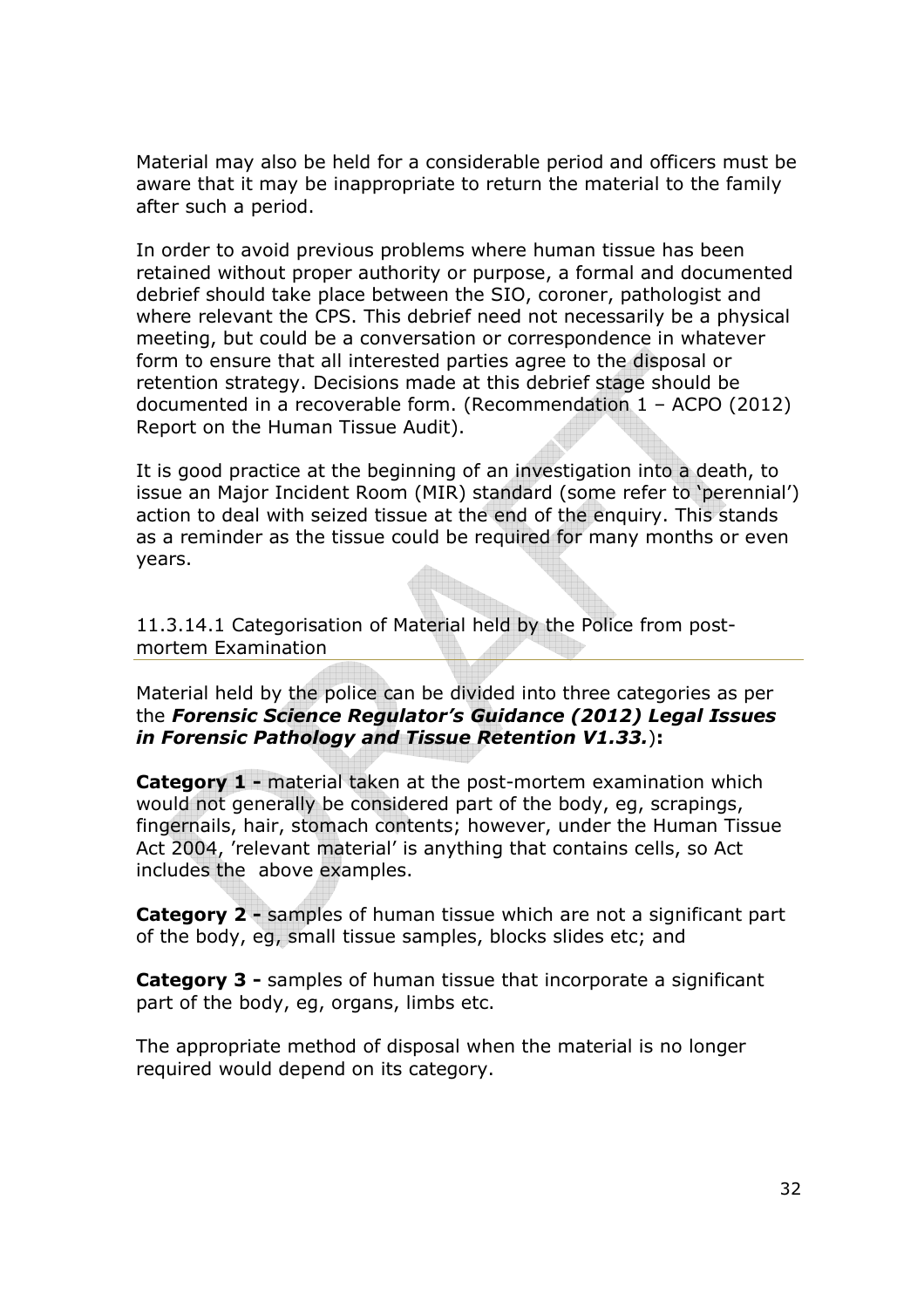Material may also be held for a considerable period and officers must be aware that it may be inappropriate to return the material to the family after such a period.

In order to avoid previous problems where human tissue has been retained without proper authority or purpose, a formal and documented debrief should take place between the SIO, coroner, pathologist and where relevant the CPS. This debrief need not necessarily be a physical meeting, but could be a conversation or correspondence in whatever form to ensure that all interested parties agree to the disposal or retention strategy. Decisions made at this debrief stage should be documented in a recoverable form. (Recommendation 1 – ACPO (2012) Report on the Human Tissue Audit).

It is good practice at the beginning of an investigation into a death, to issue an Major Incident Room (MIR) standard (some refer to 'perennial') action to deal with seized tissue at the end of the enquiry. This stands as a reminder as the tissue could be required for many months or even years.

### 11.3.14.1 Categorisation of Material held by the Police from post-mortem Examination

Material held by the police can be divided into three categories as per the ***Forensic Science Regulator's Guidance (2012) Legal Issues in Forensic Pathology and Tissue Retention V1.33.***)**:**

**Category 1 -** material taken at the post-mortem examination which would not generally be considered part of the body, eg, scrapings, fingernails, hair, stomach contents; however, under the Human Tissue Act 2004, 'relevant material' is anything that contains cells, so Act includes the above examples.

**Category 2 -** samples of human tissue which are not a significant part of the body, eg, small tissue samples, blocks slides etc; and

**Category 3 -** samples of human tissue that incorporate a significant part of the body, eg, organs, limbs etc.

The appropriate method of disposal when the material is no longer required would depend on its category.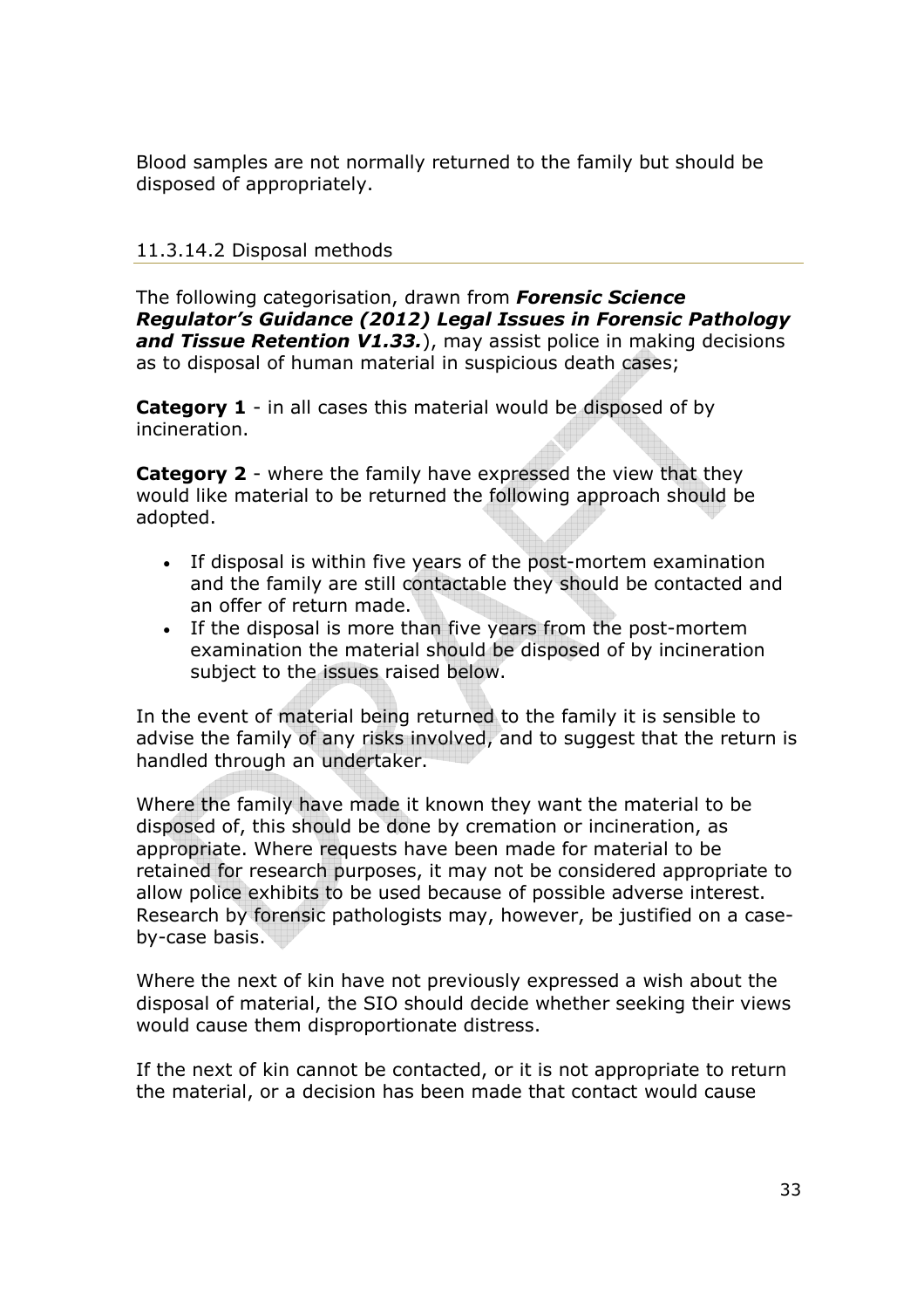Blood samples are not normally returned to the family but should be disposed of appropriately.

#### 11.3.14.2 Disposal methods

The following categorisation, drawn from ***Forensic Science Regulator's Guidance (2012) Legal Issues in Forensic Pathology and Tissue Retention V1.33.***), may assist police in making decisions as to disposal of human material in suspicious death cases;

**Category 1** - in all cases this material would be disposed of by incineration.

**Category 2** - where the family have expressed the view that they would like material to be returned the following approach should be adopted.

- If disposal is within five years of the post-mortem examination and the family are still contactable they should be contacted and an offer of return made.
- If the disposal is more than five years from the post-mortem examination the material should be disposed of by incineration subject to the issues raised below.

In the event of material being returned to the family it is sensible to advise the family of any risks involved, and to suggest that the return is handled through an undertaker.

Where the family have made it known they want the material to be disposed of, this should be done by cremation or incineration, as appropriate. Where requests have been made for material to be retained for research purposes, it may not be considered appropriate to allow police exhibits to be used because of possible adverse interest. Research by forensic pathologists may, however, be justified on a case-by-case basis.

Where the next of kin have not previously expressed a wish about the disposal of material, the SIO should decide whether seeking their views would cause them disproportionate distress.

If the next of kin cannot be contacted, or it is not appropriate to return the material, or a decision has been made that contact would cause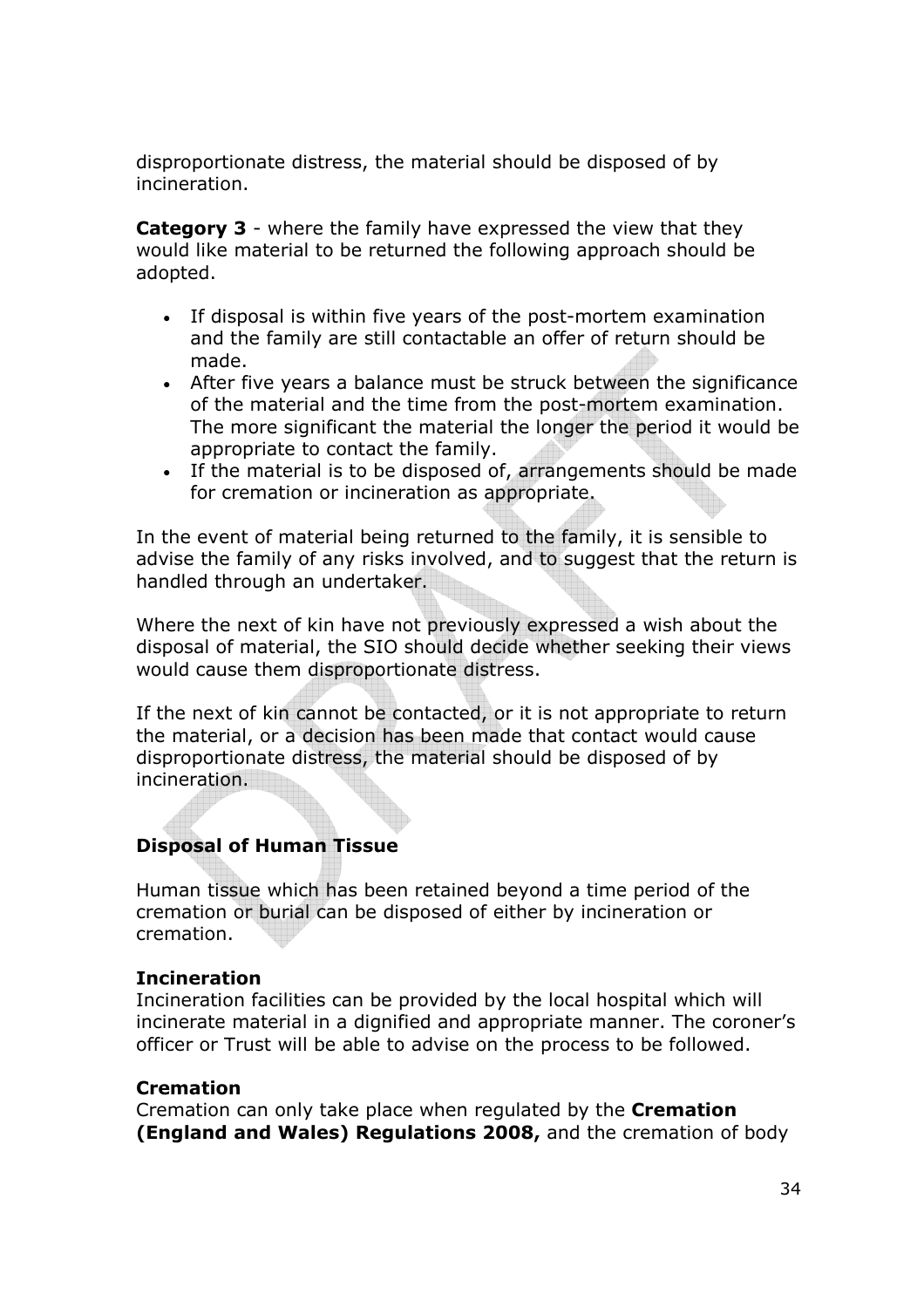disproportionate distress, the material should be disposed of by incineration.

**Category 3** - where the family have expressed the view that they would like material to be returned the following approach should be adopted.

- If disposal is within five years of the post-mortem examination and the family are still contactable an offer of return should be made.
- After five years a balance must be struck between the significance of the material and the time from the post-mortem examination. The more significant the material the longer the period it would be appropriate to contact the family.
- If the material is to be disposed of, arrangements should be made for cremation or incineration as appropriate.

In the event of material being returned to the family, it is sensible to advise the family of any risks involved, and to suggest that the return is handled through an undertaker.

Where the next of kin have not previously expressed a wish about the disposal of material, the SIO should decide whether seeking their views would cause them disproportionate distress.

If the next of kin cannot be contacted, or it is not appropriate to return the material, or a decision has been made that contact would cause disproportionate distress, the material should be disposed of by incineration.

## Disposal of Human Tissue

Human tissue which has been retained beyond a time period of the cremation or burial can be disposed of either by incineration or cremation.

### Incineration

Incineration facilities can be provided by the local hospital which will incinerate material in a dignified and appropriate manner. The coroner's officer or Trust will be able to advise on the process to be followed.

### Cremation

Cremation can only take place when regulated by the **Cremation (England and Wales) Regulations 2008,** and the cremation of body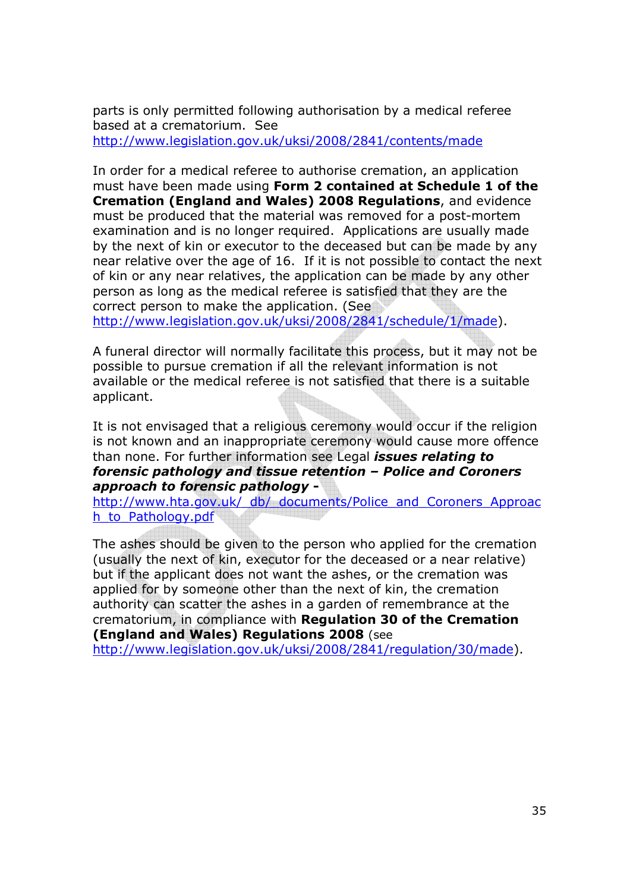parts is only permitted following authorisation by a medical referee based at a crematorium. See http://www.legislation.gov.uk/uksi/2008/2841/contents/made

In order for a medical referee to authorise cremation, an application must have been made using **Form 2 contained at Schedule 1 of the Cremation (England and Wales) 2008 Regulations**, and evidence must be produced that the material was removed for a post-mortem examination and is no longer required. Applications are usually made by the next of kin or executor to the deceased but can be made by any near relative over the age of 16. If it is not possible to contact the next of kin or any near relatives, the application can be made by any other person as long as the medical referee is satisfied that they are the correct person to make the application. (See http://www.legislation.gov.uk/uksi/2008/2841/schedule/1/made).

A funeral director will normally facilitate this process, but it may not be possible to pursue cremation if all the relevant information is not available or the medical referee is not satisfied that there is a suitable applicant.

It is not envisaged that a religious ceremony would occur if the religion is not known and an inappropriate ceremony would cause more offence than none. For further information see Legal ***issues relating to forensic pathology and tissue retention – Police and Coroners approach to forensic pathology -*** http://www.hta.gov.uk/_db/_documents/Police_and_Coroners_Approach_to_Pathology.pdf

The ashes should be given to the person who applied for the cremation (usually the next of kin, executor for the deceased or a near relative) but if the applicant does not want the ashes, or the cremation was applied for by someone other than the next of kin, the cremation authority can scatter the ashes in a garden of remembrance at the crematorium, in compliance with **Regulation 30 of the Cremation (England and Wales) Regulations 2008** (see http://www.legislation.gov.uk/uksi/2008/2841/regulation/30/made).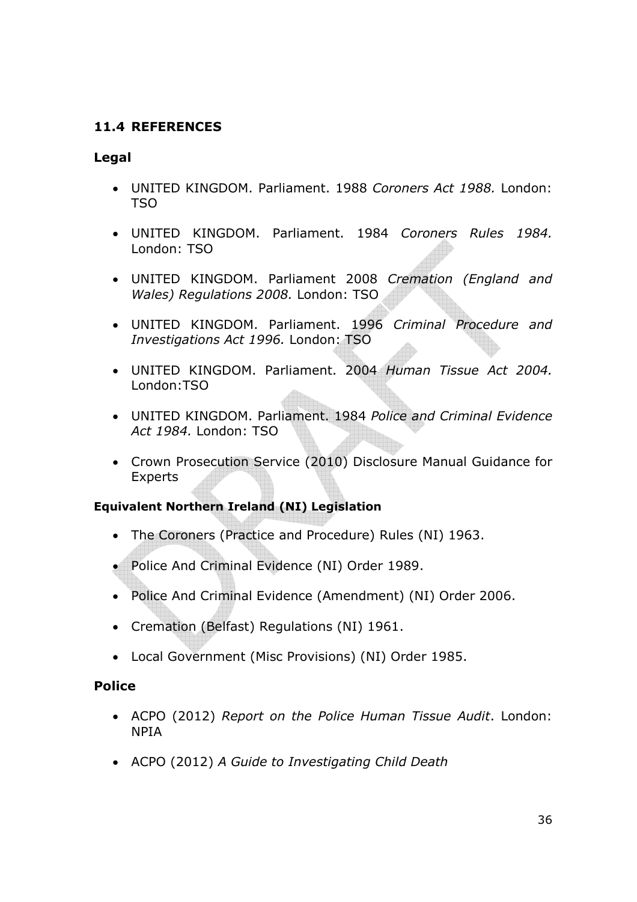## 11.4 REFERENCES

### Legal

- UNITED KINGDOM. Parliament. 1988 *Coroners Act 1988.* London: TSO
- UNITED KINGDOM. Parliament. 1984 *Coroners Rules 1984.* London: TSO
- UNITED KINGDOM. Parliament 2008 *Cremation (England and Wales) Regulations 2008.* London: TSO
- UNITED KINGDOM. Parliament. 1996 *Criminal Procedure and Investigations Act 1996.* London: TSO
- UNITED KINGDOM. Parliament. 2004 *Human Tissue Act 2004.* London:TSO
- UNITED KINGDOM. Parliament. 1984 *Police and Criminal Evidence Act 1984.* London: TSO
- Crown Prosecution Service (2010) Disclosure Manual Guidance for Experts

**Equivalent Northern Ireland (NI) Legislation**

- The Coroners (Practice and Procedure) Rules (NI) 1963.
- Police And Criminal Evidence (NI) Order 1989.
- Police And Criminal Evidence (Amendment) (NI) Order 2006.
- Cremation (Belfast) Regulations (NI) 1961.
- Local Government (Misc Provisions) (NI) Order 1985.

### Police

- ACPO (2012) *Report on the Police Human Tissue Audit*. London: NPIA
- ACPO (2012) *A Guide to Investigating Child Death*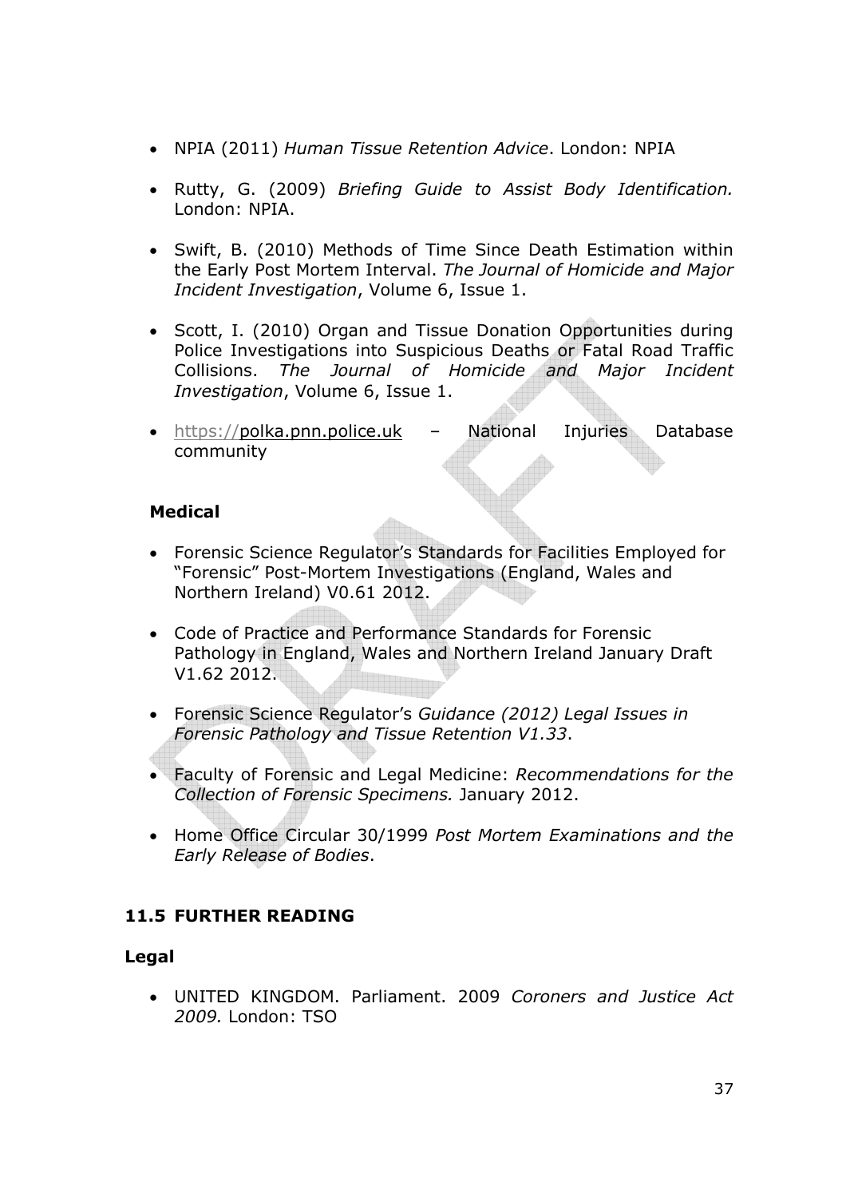- NPIA (2011) *Human Tissue Retention Advice*. London: NPIA

- Rutty, G. (2009) *Briefing Guide to Assist Body Identification.* London: NPIA.

- Swift, B. (2010) Methods of Time Since Death Estimation within the Early Post Mortem Interval. *The Journal of Homicide and Major Incident Investigation*, Volume 6, Issue 1.

- Scott, I. (2010) Organ and Tissue Donation Opportunities during Police Investigations into Suspicious Deaths or Fatal Road Traffic Collisions. *The Journal of Homicide and Major Incident Investigation*, Volume 6, Issue 1.

- https://polka.pnn.police.uk – National Injuries Database community

### Medical

- Forensic Science Regulator's Standards for Facilities Employed for "Forensic" Post-Mortem Investigations (England, Wales and Northern Ireland) V0.61 2012.

- Code of Practice and Performance Standards for Forensic Pathology in England, Wales and Northern Ireland January Draft V1.62 2012.

- Forensic Science Regulator's *Guidance (2012) Legal Issues in Forensic Pathology and Tissue Retention V1.33*.

- Faculty of Forensic and Legal Medicine: *Recommendations for the Collection of Forensic Specimens.* January 2012.

- Home Office Circular 30/1999 *Post Mortem Examinations and the Early Release of Bodies*.

## 11.5 FURTHER READING

### Legal

- UNITED KINGDOM. Parliament. 2009 *Coroners and Justice Act 2009.* London: TSO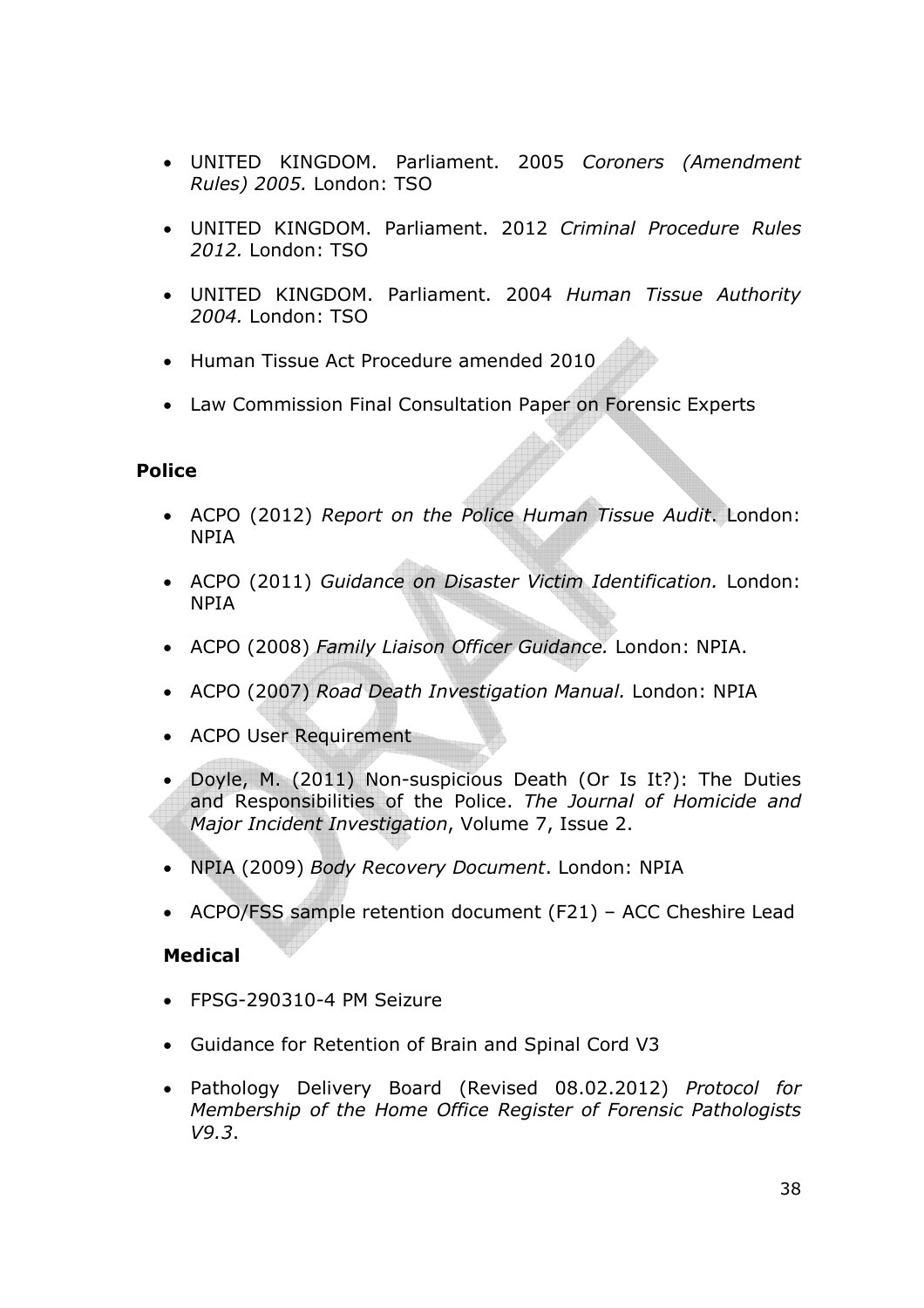- UNITED KINGDOM. Parliament. 2005 *Coroners (Amendment Rules) 2005.* London: TSO

- UNITED KINGDOM. Parliament. 2012 *Criminal Procedure Rules 2012.* London: TSO

- UNITED KINGDOM. Parliament. 2004 *Human Tissue Authority 2004.* London: TSO

- Human Tissue Act Procedure amended 2010

- Law Commission Final Consultation Paper on Forensic Experts

**Police**

- ACPO (2012) *Report on the Police Human Tissue Audit*. London: NPIA

- ACPO (2011) *Guidance on Disaster Victim Identification.* London: NPIA

- ACPO (2008) *Family Liaison Officer Guidance.* London: NPIA.

- ACPO (2007) *Road Death Investigation Manual.* London: NPIA

- ACPO User Requirement

- Doyle, M. (2011) Non-suspicious Death (Or Is It?): The Duties and Responsibilities of the Police. *The Journal of Homicide and Major Incident Investigation*, Volume 7, Issue 2.

- NPIA (2009) *Body Recovery Document*. London: NPIA

- ACPO/FSS sample retention document (F21) – ACC Cheshire Lead

**Medical**

- FPSG-290310-4 PM Seizure

- Guidance for Retention of Brain and Spinal Cord V3

- Pathology Delivery Board (Revised 08.02.2012) *Protocol for Membership of the Home Office Register of Forensic Pathologists V9.3*.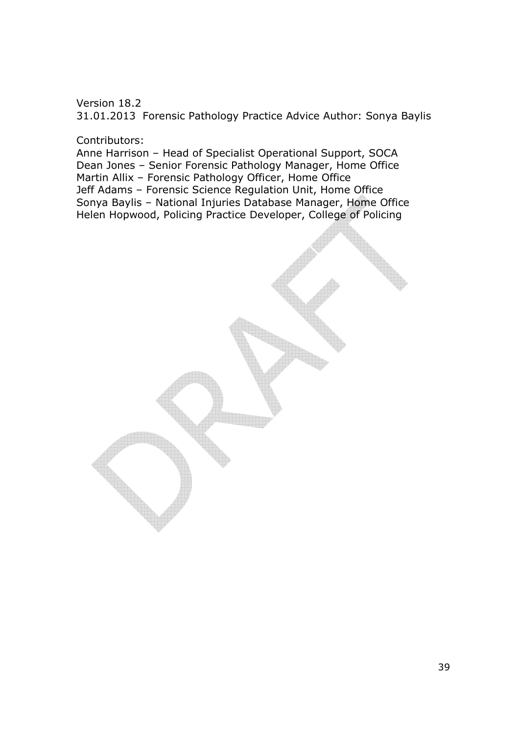Version 18.2
31.01.2013 Forensic Pathology Practice Advice Author: Sonya Baylis

Contributors:
Anne Harrison – Head of Specialist Operational Support, SOCA
Dean Jones – Senior Forensic Pathology Manager, Home Office
Martin Allix – Forensic Pathology Officer, Home Office
Jeff Adams – Forensic Science Regulation Unit, Home Office
Sonya Baylis – National Injuries Database Manager, Home Office
Helen Hopwood, Policing Practice Developer, College of Policing